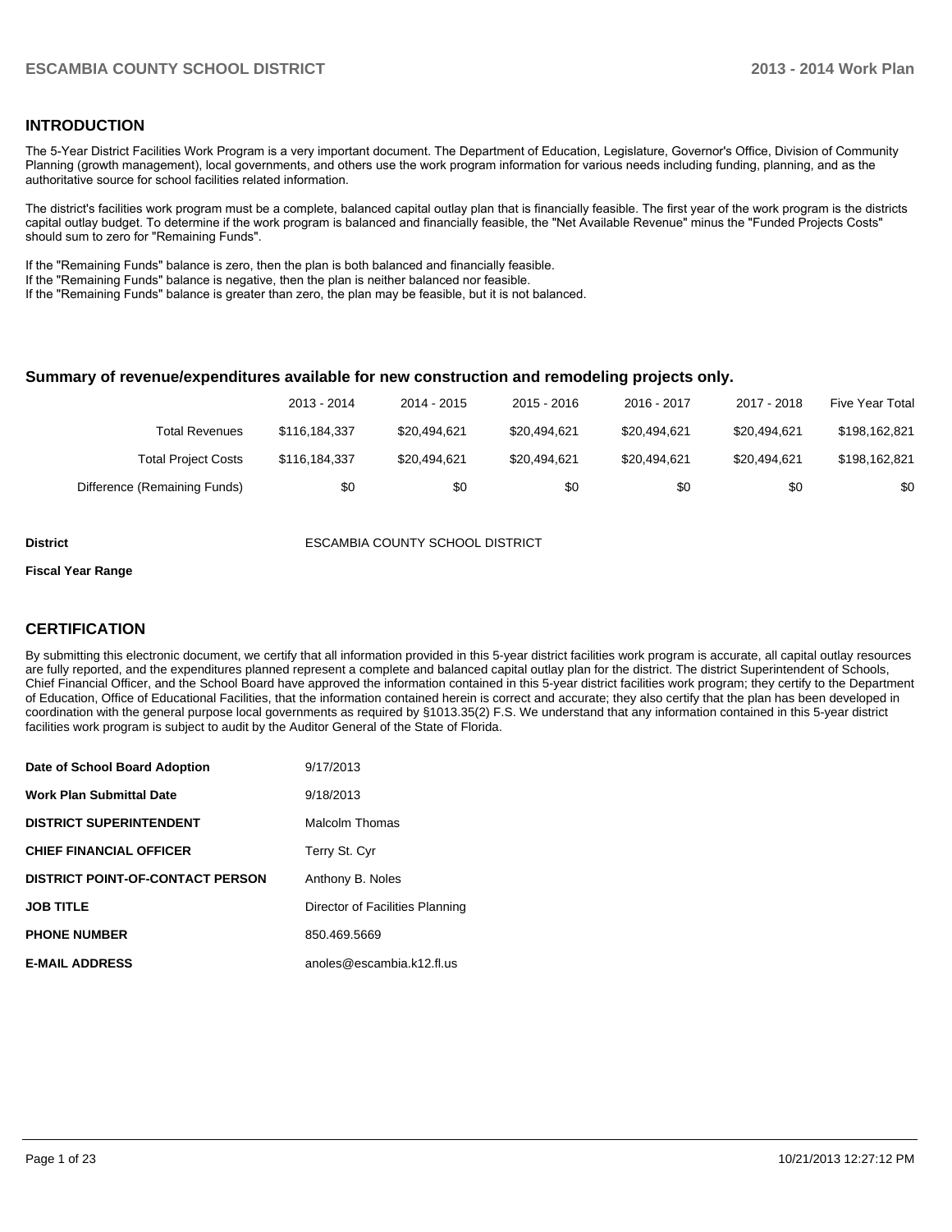## INTRODUCTION

The 5-Year District Facilities Work Program is a very important document. The Department of Education, Legislature, Governor's Office, Division of Community Planning (growth management), local governments, and others use the work program information for various needs including funding, planning, and as the authoritative source for school facilities related information.

The district's facilities work program must be a complete, balanced capital outlay plan that is financially feasible. The first year of the work program is the districts capital outlay budget. To determine if the work program is balanced and financially feasible, the "Net Available Revenue" minus the "Funded Projects Costs" should sum to zero for "Remaining Funds".

If the "Remaining Funds" balance is zero, then the plan is both balanced and financially feasible.
If the "Remaining Funds" balance is negative, then the plan is neither balanced nor feasible.
If the "Remaining Funds" balance is greater than zero, the plan may be feasible, but it is not balanced.

### Summary of revenue/expenditures available for new construction and remodeling projects only.

| | 2013 - 2014 | 2014 - 2015 | 2015 - 2016 | 2016 - 2017 | 2017 - 2018 | Five Year Total |
|---|---|---|---|---|---|---|
| Total Revenues | $116,184,337 | $20,494,621 | $20,494,621 | $20,494,621 | $20,494,621 | $198,162,821 |
| Total Project Costs | $116,184,337 | $20,494,621 | $20,494,621 | $20,494,621 | $20,494,621 | $198,162,821 |
| Difference (Remaining Funds) | $0 | $0 | $0 | $0 | $0 | $0 |

**District** ESCAMBIA COUNTY SCHOOL DISTRICT

**Fiscal Year Range**

## CERTIFICATION

By submitting this electronic document, we certify that all information provided in this 5-year district facilities work program is accurate, all capital outlay resources are fully reported, and the expenditures planned represent a complete and balanced capital outlay plan for the district. The district Superintendent of Schools, Chief Financial Officer, and the School Board have approved the information contained in this 5-year district facilities work program; they certify to the Department of Education, Office of Educational Facilities, that the information contained herein is correct and accurate; they also certify that the plan has been developed in coordination with the general purpose local governments as required by §1013.35(2) F.S. We understand that any information contained in this 5-year district facilities work program is subject to audit by the Auditor General of the State of Florida.

| | |
|---|---|
| **Date of School Board Adoption** | 9/17/2013 |
| **Work Plan Submittal Date** | 9/18/2013 |
| **DISTRICT SUPERINTENDENT** | Malcolm Thomas |
| **CHIEF FINANCIAL OFFICER** | Terry St. Cyr |
| **DISTRICT POINT-OF-CONTACT PERSON** | Anthony B. Noles |
| **JOB TITLE** | Director of Facilities Planning |
| **PHONE NUMBER** | 850.469.5669 |
| **E-MAIL ADDRESS** | anoles@escambia.k12.fl.us |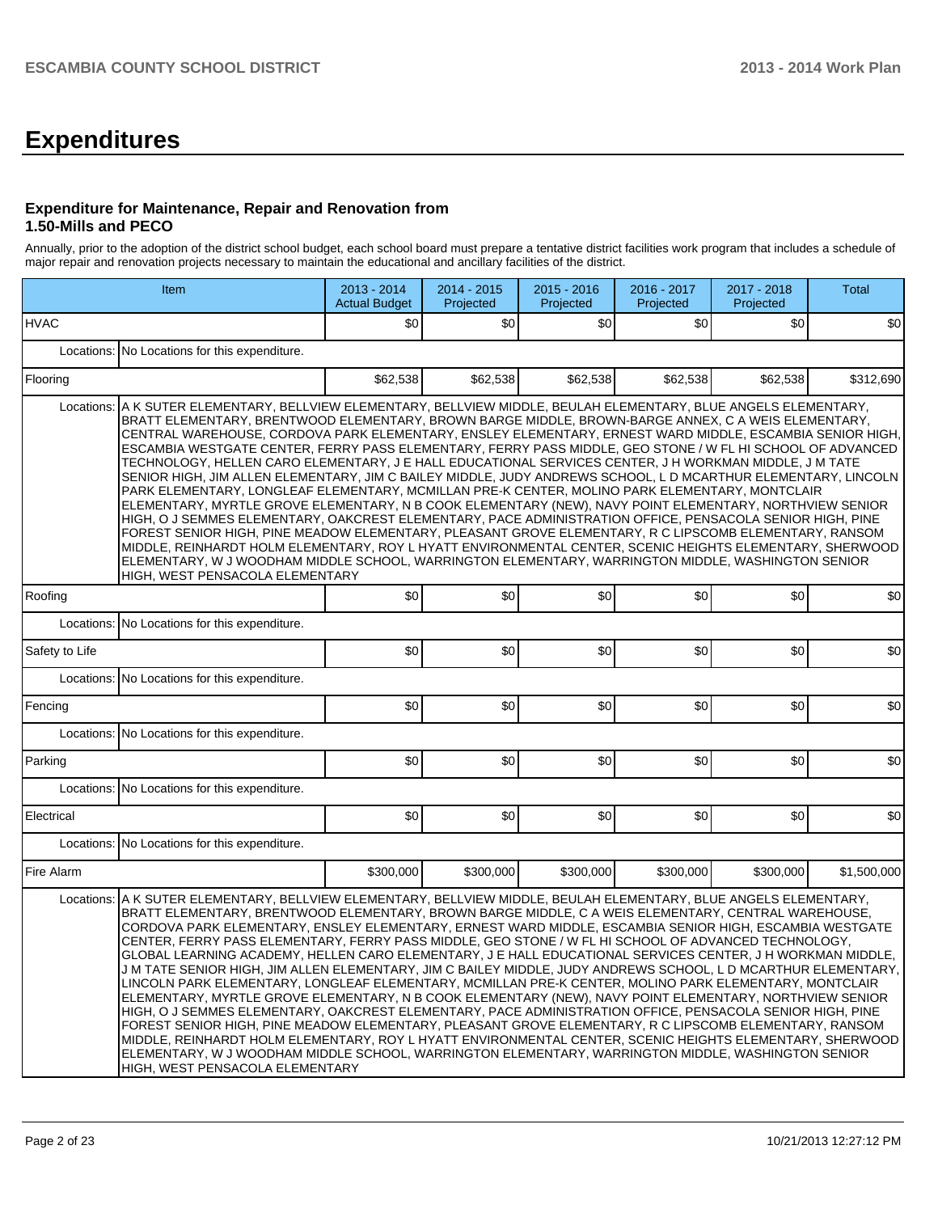# Expenditures

### Expenditure for Maintenance, Repair and Renovation from 1.50-Mills and PECO

Annually, prior to the adoption of the district school budget, each school board must prepare a tentative district facilities work program that includes a schedule of major repair and renovation projects necessary to maintain the educational and ancillary facilities of the district.

| Item | | 2013 - 2014 Actual Budget | 2014 - 2015 Projected | 2015 - 2016 Projected | 2016 - 2017 Projected | 2017 - 2018 Projected | Total |
|---|---|---|---|---|---|---|---|
| HVAC | | $0 | $0 | $0 | $0 | $0 | $0 |
| | Locations: | No Locations for this expenditure. | | | | | |
| Flooring | | $62,538 | $62,538 | $62,538 | $62,538 | $62,538 | $312,690 |
| | Locations: | A K SUTER ELEMENTARY, BELLVIEW ELEMENTARY, BELLVIEW MIDDLE, BEULAH ELEMENTARY, BLUE ANGELS ELEMENTARY, BRATT ELEMENTARY, BRENTWOOD ELEMENTARY, BROWN BARGE MIDDLE, BROWN-BARGE ANNEX, C A WEIS ELEMENTARY, CENTRAL WAREHOUSE, CORDOVA PARK ELEMENTARY, ENSLEY ELEMENTARY, ERNEST WARD MIDDLE, ESCAMBIA SENIOR HIGH, ESCAMBIA WESTGATE CENTER, FERRY PASS ELEMENTARY, FERRY PASS MIDDLE, GEO STONE / W FL HI SCHOOL OF ADVANCED TECHNOLOGY, HELLEN CARO ELEMENTARY, J E HALL EDUCATIONAL SERVICES CENTER, J H WORKMAN MIDDLE, J M TATE SENIOR HIGH, JIM ALLEN ELEMENTARY, JIM C BAILEY MIDDLE, JUDY ANDREWS SCHOOL, L D MCARTHUR ELEMENTARY, LINCOLN PARK ELEMENTARY, LONGLEAF ELEMENTARY, MCMILLAN PRE-K CENTER, MOLINO PARK ELEMENTARY, MONTCLAIR ELEMENTARY, MYRTLE GROVE ELEMENTARY, N B COOK ELEMENTARY (NEW), NAVY POINT ELEMENTARY, NORTHVIEW SENIOR HIGH, O J SEMMES ELEMENTARY, OAKCREST ELEMENTARY, PACE ADMINISTRATION OFFICE, PENSACOLA SENIOR HIGH, PINE FOREST SENIOR HIGH, PINE MEADOW ELEMENTARY, PLEASANT GROVE ELEMENTARY, R C LIPSCOMB ELEMENTARY, RANSOM MIDDLE, REINHARDT HOLM ELEMENTARY, ROY L HYATT ENVIRONMENTAL CENTER, SCENIC HEIGHTS ELEMENTARY, SHERWOOD ELEMENTARY, W J WOODHAM MIDDLE SCHOOL, WARRINGTON ELEMENTARY, WARRINGTON MIDDLE, WASHINGTON SENIOR HIGH, WEST PENSACOLA ELEMENTARY | | | | | |
| Roofing | | $0 | $0 | $0 | $0 | $0 | $0 |
| | Locations: | No Locations for this expenditure. | | | | | |
| Safety to Life | | $0 | $0 | $0 | $0 | $0 | $0 |
| | Locations: | No Locations for this expenditure. | | | | | |
| Fencing | | $0 | $0 | $0 | $0 | $0 | $0 |
| | Locations: | No Locations for this expenditure. | | | | | |
| Parking | | $0 | $0 | $0 | $0 | $0 | $0 |
| | Locations: | No Locations for this expenditure. | | | | | |
| Electrical | | $0 | $0 | $0 | $0 | $0 | $0 |
| | Locations: | No Locations for this expenditure. | | | | | |
| Fire Alarm | | $300,000 | $300,000 | $300,000 | $300,000 | $300,000 | $1,500,000 |
| | Locations: | A K SUTER ELEMENTARY, BELLVIEW ELEMENTARY, BELLVIEW MIDDLE, BEULAH ELEMENTARY, BLUE ANGELS ELEMENTARY, BRATT ELEMENTARY, BRENTWOOD ELEMENTARY, BROWN BARGE MIDDLE, C A WEIS ELEMENTARY, CENTRAL WAREHOUSE, CORDOVA PARK ELEMENTARY, ENSLEY ELEMENTARY, ERNEST WARD MIDDLE, ESCAMBIA SENIOR HIGH, ESCAMBIA WESTGATE CENTER, FERRY PASS ELEMENTARY, FERRY PASS MIDDLE, GEO STONE / W FL HI SCHOOL OF ADVANCED TECHNOLOGY, GLOBAL LEARNING ACADEMY, HELLEN CARO ELEMENTARY, J E HALL EDUCATIONAL SERVICES CENTER, J H WORKMAN MIDDLE, J M TATE SENIOR HIGH, JIM ALLEN ELEMENTARY, JIM C BAILEY MIDDLE, JUDY ANDREWS SCHOOL, L D MCARTHUR ELEMENTARY, LINCOLN PARK ELEMENTARY, LONGLEAF ELEMENTARY, MCMILLAN PRE-K CENTER, MOLINO PARK ELEMENTARY, MONTCLAIR ELEMENTARY, MYRTLE GROVE ELEMENTARY, N B COOK ELEMENTARY (NEW), NAVY POINT ELEMENTARY, NORTHVIEW SENIOR HIGH, O J SEMMES ELEMENTARY, OAKCREST ELEMENTARY, PACE ADMINISTRATION OFFICE, PENSACOLA SENIOR HIGH, PINE FOREST SENIOR HIGH, PINE MEADOW ELEMENTARY, PLEASANT GROVE ELEMENTARY, R C LIPSCOMB ELEMENTARY, RANSOM MIDDLE, REINHARDT HOLM ELEMENTARY, ROY L HYATT ENVIRONMENTAL CENTER, SCENIC HEIGHTS ELEMENTARY, SHERWOOD ELEMENTARY, W J WOODHAM MIDDLE SCHOOL, WARRINGTON ELEMENTARY, WARRINGTON MIDDLE, WASHINGTON SENIOR HIGH, WEST PENSACOLA ELEMENTARY | | | | | |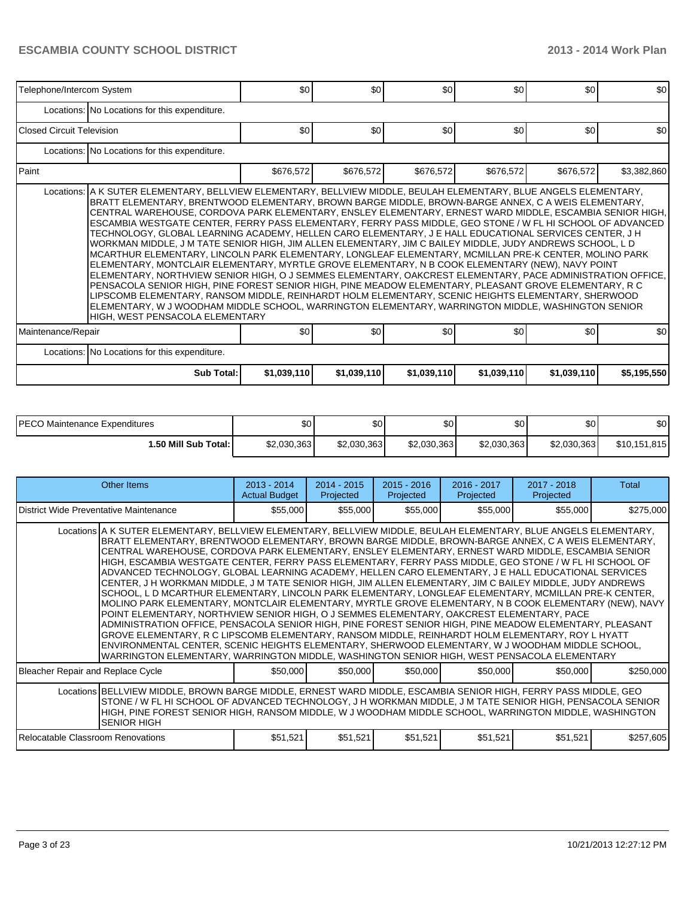| Telephone/Intercom System | | $0 | $0 | $0 | $0 | $0 | $0 |
|---|---|---|---|---|---|---|---|
| | Locations: | No Locations for this expenditure. | | | | | |
| Closed Circuit Television | | $0 | $0 | $0 | $0 | $0 | $0 |
| | Locations: | No Locations for this expenditure. | | | | | |
| Paint | | $676,572 | $676,572 | $676,572 | $676,572 | $676,572 | $3,382,860 |
| | Locations: | A K SUTER ELEMENTARY, BELLVIEW ELEMENTARY, BELLVIEW MIDDLE, BEULAH ELEMENTARY, BLUE ANGELS ELEMENTARY, BRATT ELEMENTARY, BRENTWOOD ELEMENTARY, BROWN BARGE MIDDLE, BROWN-BARGE ANNEX, C A WEIS ELEMENTARY, CENTRAL WAREHOUSE, CORDOVA PARK ELEMENTARY, ENSLEY ELEMENTARY, ERNEST WARD MIDDLE, ESCAMBIA SENIOR HIGH, ESCAMBIA WESTGATE CENTER, FERRY PASS ELEMENTARY, FERRY PASS MIDDLE, GEO STONE / W FL HI SCHOOL OF ADVANCED TECHNOLOGY, GLOBAL LEARNING ACADEMY, HELLEN CARO ELEMENTARY, J E HALL EDUCATIONAL SERVICES CENTER, J H WORKMAN MIDDLE, J M TATE SENIOR HIGH, JIM ALLEN ELEMENTARY, JIM C BAILEY MIDDLE, JUDY ANDREWS SCHOOL, L D MCARTHUR ELEMENTARY, LINCOLN PARK ELEMENTARY, LONGLEAF ELEMENTARY, MCMILLAN PRE-K CENTER, MOLINO PARK ELEMENTARY, MONTCLAIR ELEMENTARY, MYRTLE GROVE ELEMENTARY, N B COOK ELEMENTARY (NEW), NAVY POINT ELEMENTARY, NORTHVIEW SENIOR HIGH, O J SEMMES ELEMENTARY, OAKCREST ELEMENTARY, PACE ADMINISTRATION OFFICE, PENSACOLA SENIOR HIGH, PINE FOREST SENIOR HIGH, PINE MEADOW ELEMENTARY, PLEASANT GROVE ELEMENTARY, R C LIPSCOMB ELEMENTARY, RANSOM MIDDLE, REINHARDT HOLM ELEMENTARY, SCENIC HEIGHTS ELEMENTARY, SHERWOOD ELEMENTARY, W J WOODHAM MIDDLE SCHOOL, WARRINGTON ELEMENTARY, WARRINGTON MIDDLE, WASHINGTON SENIOR HIGH, WEST PENSACOLA ELEMENTARY | | | | | |
| Maintenance/Repair | | $0 | $0 | $0 | $0 | $0 | $0 |
| | Locations: | No Locations for this expenditure. | | | | | |
| | **Sub Total:** | **$1,039,110** | **$1,039,110** | **$1,039,110** | **$1,039,110** | **$1,039,110** | **$5,195,550** |

| PECO Maintenance Expenditures | $0 | $0 | $0 | $0 | $0 | $0 |
|---|---|---|---|---|---|---|
| **1.50 Mill Sub Total:** | $2,030,363 | $2,030,363 | $2,030,363 | $2,030,363 | $2,030,363 | $10,151,815 |

| Other Items | | 2013 - 2014 Actual Budget | 2014 - 2015 Projected | 2015 - 2016 Projected | 2016 - 2017 Projected | 2017 - 2018 Projected | Total |
|---|---|---|---|---|---|---|---|
| District Wide Preventative Maintenance | | $55,000 | $55,000 | $55,000 | $55,000 | $55,000 | $275,000 |
| | Locations | A K SUTER ELEMENTARY, BELLVIEW ELEMENTARY, BELLVIEW MIDDLE, BEULAH ELEMENTARY, BLUE ANGELS ELEMENTARY, BRATT ELEMENTARY, BRENTWOOD ELEMENTARY, BROWN BARGE MIDDLE, BROWN-BARGE ANNEX, C A WEIS ELEMENTARY, CENTRAL WAREHOUSE, CORDOVA PARK ELEMENTARY, ENSLEY ELEMENTARY, ERNEST WARD MIDDLE, ESCAMBIA SENIOR HIGH, ESCAMBIA WESTGATE CENTER, FERRY PASS ELEMENTARY, FERRY PASS MIDDLE, GEO STONE / W FL HI SCHOOL OF ADVANCED TECHNOLOGY, GLOBAL LEARNING ACADEMY, HELLEN CARO ELEMENTARY, J E HALL EDUCATIONAL SERVICES CENTER, J H WORKMAN MIDDLE, J M TATE SENIOR HIGH, JIM ALLEN ELEMENTARY, JIM C BAILEY MIDDLE, JUDY ANDREWS SCHOOL, L D MCARTHUR ELEMENTARY, LINCOLN PARK ELEMENTARY, LONGLEAF ELEMENTARY, MCMILLAN PRE-K CENTER, MOLINO PARK ELEMENTARY, MONTCLAIR ELEMENTARY, MYRTLE GROVE ELEMENTARY, N B COOK ELEMENTARY (NEW), NAVY POINT ELEMENTARY, NORTHVIEW SENIOR HIGH, O J SEMMES ELEMENTARY, OAKCREST ELEMENTARY, PACE ADMINISTRATION OFFICE, PENSACOLA SENIOR HIGH, PINE FOREST SENIOR HIGH, PINE MEADOW ELEMENTARY, PLEASANT GROVE ELEMENTARY, R C LIPSCOMB ELEMENTARY, RANSOM MIDDLE, REINHARDT HOLM ELEMENTARY, ROY L HYATT ENVIRONMENTAL CENTER, SCENIC HEIGHTS ELEMENTARY, SHERWOOD ELEMENTARY, W J WOODHAM MIDDLE SCHOOL, WARRINGTON ELEMENTARY, WARRINGTON MIDDLE, WASHINGTON SENIOR HIGH, WEST PENSACOLA ELEMENTARY | | | | | |
| Bleacher Repair and Replace Cycle | | $50,000 | $50,000 | $50,000 | $50,000 | $50,000 | $250,000 |
| | Locations | BELLVIEW MIDDLE, BROWN BARGE MIDDLE, ERNEST WARD MIDDLE, ESCAMBIA SENIOR HIGH, FERRY PASS MIDDLE, GEO STONE / W FL HI SCHOOL OF ADVANCED TECHNOLOGY, J H WORKMAN MIDDLE, J M TATE SENIOR HIGH, PENSACOLA SENIOR HIGH, PINE FOREST SENIOR HIGH, RANSOM MIDDLE, W J WOODHAM MIDDLE SCHOOL, WARRINGTON MIDDLE, WASHINGTON SENIOR HIGH | | | | | |
| Relocatable Classroom Renovations | | $51,521 | $51,521 | $51,521 | $51,521 | $51,521 | $257,605 |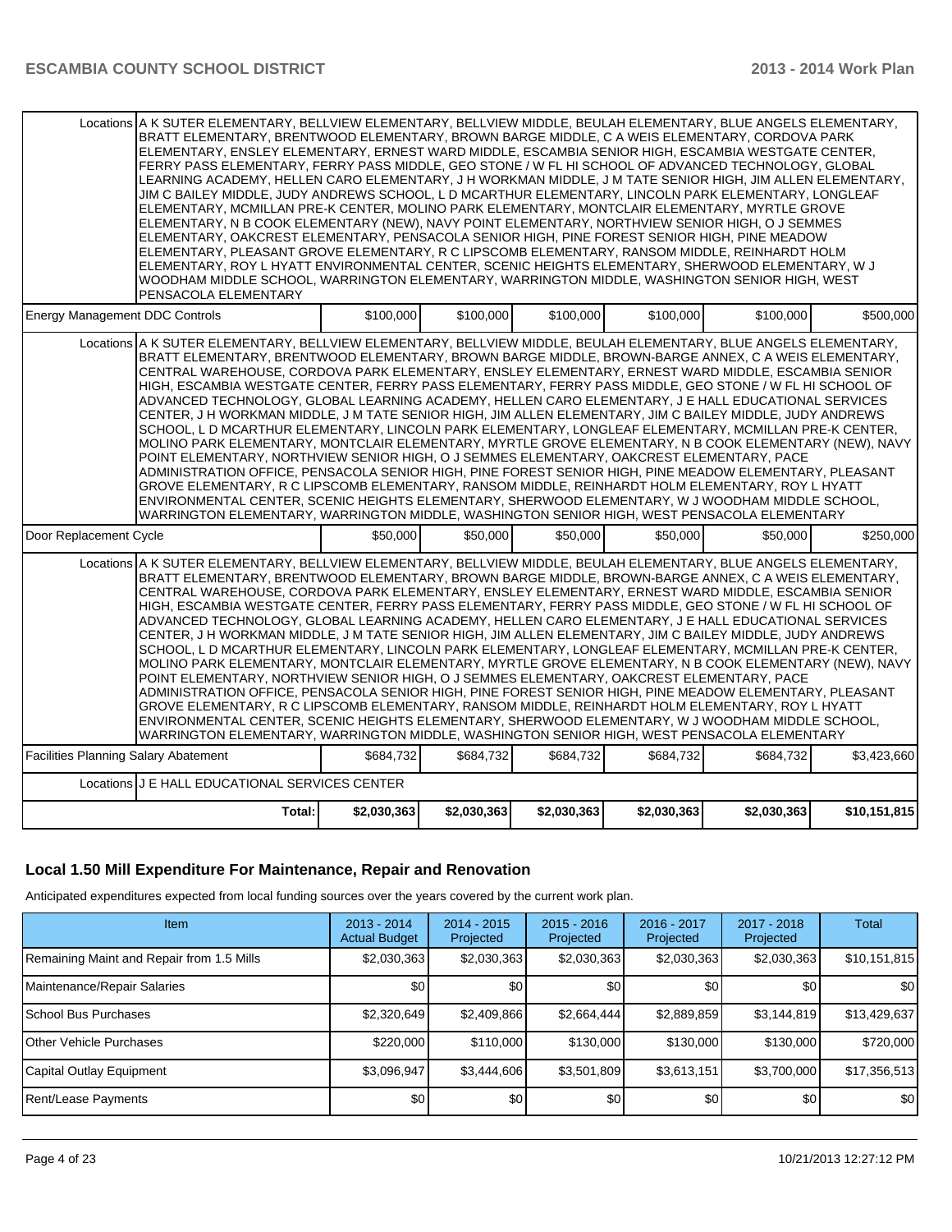| | | | | | | |
|---|---|---|---|---|---|---|
| Locations | A K SUTER ELEMENTARY, BELLVIEW ELEMENTARY, BELLVIEW MIDDLE, BEULAH ELEMENTARY, BLUE ANGELS ELEMENTARY, BRATT ELEMENTARY, BRENTWOOD ELEMENTARY, BROWN BARGE MIDDLE, C A WEIS ELEMENTARY, CORDOVA PARK ELEMENTARY, ENSLEY ELEMENTARY, ERNEST WARD MIDDLE, ESCAMBIA SENIOR HIGH, ESCAMBIA WESTGATE CENTER, FERRY PASS ELEMENTARY, FERRY PASS MIDDLE, GEO STONE / W FL HI SCHOOL OF ADVANCED TECHNOLOGY, GLOBAL LEARNING ACADEMY, HELLEN CARO ELEMENTARY, J H WORKMAN MIDDLE, J M TATE SENIOR HIGH, JIM ALLEN ELEMENTARY, JIM C BAILEY MIDDLE, JUDY ANDREWS SCHOOL, L D MCARTHUR ELEMENTARY, LINCOLN PARK ELEMENTARY, LONGLEAF ELEMENTARY, MCMILLAN PRE-K CENTER, MOLINO PARK ELEMENTARY, MONTCLAIR ELEMENTARY, MYRTLE GROVE ELEMENTARY, N B COOK ELEMENTARY (NEW), NAVY POINT ELEMENTARY, NORTHVIEW SENIOR HIGH, O J SEMMES ELEMENTARY, OAKCREST ELEMENTARY, PENSACOLA SENIOR HIGH, PINE FOREST SENIOR HIGH, PINE MEADOW ELEMENTARY, PLEASANT GROVE ELEMENTARY, R C LIPSCOMB ELEMENTARY, RANSOM MIDDLE, REINHARDT HOLM ELEMENTARY, ROY L HYATT ENVIRONMENTAL CENTER, SCENIC HEIGHTS ELEMENTARY, SHERWOOD ELEMENTARY, W J WOODHAM MIDDLE SCHOOL, WARRINGTON ELEMENTARY, WARRINGTON MIDDLE, WASHINGTON SENIOR HIGH, WEST PENSACOLA ELEMENTARY | | | | | |
| Energy Management DDC Controls | | $100,000 | $100,000 | $100,000 | $100,000 | $100,000 | $500,000 |
| Locations | A K SUTER ELEMENTARY, BELLVIEW ELEMENTARY, BELLVIEW MIDDLE, BEULAH ELEMENTARY, BLUE ANGELS ELEMENTARY, BRATT ELEMENTARY, BRENTWOOD ELEMENTARY, BROWN BARGE MIDDLE, BROWN-BARGE ANNEX, C A WEIS ELEMENTARY, CENTRAL WAREHOUSE, CORDOVA PARK ELEMENTARY, ENSLEY ELEMENTARY, ERNEST WARD MIDDLE, ESCAMBIA SENIOR HIGH, ESCAMBIA WESTGATE CENTER, FERRY PASS ELEMENTARY, FERRY PASS MIDDLE, GEO STONE / W FL HI SCHOOL OF ADVANCED TECHNOLOGY, GLOBAL LEARNING ACADEMY, HELLEN CARO ELEMENTARY, J E HALL EDUCATIONAL SERVICES CENTER, J H WORKMAN MIDDLE, J M TATE SENIOR HIGH, JIM ALLEN ELEMENTARY, JIM C BAILEY MIDDLE, JUDY ANDREWS SCHOOL, L D MCARTHUR ELEMENTARY, LINCOLN PARK ELEMENTARY, LONGLEAF ELEMENTARY, MCMILLAN PRE-K CENTER, MOLINO PARK ELEMENTARY, MONTCLAIR ELEMENTARY, MYRTLE GROVE ELEMENTARY, N B COOK ELEMENTARY (NEW), NAVY POINT ELEMENTARY, NORTHVIEW SENIOR HIGH, O J SEMMES ELEMENTARY, OAKCREST ELEMENTARY, PACE ADMINISTRATION OFFICE, PENSACOLA SENIOR HIGH, PINE FOREST SENIOR HIGH, PINE MEADOW ELEMENTARY, PLEASANT GROVE ELEMENTARY, R C LIPSCOMB ELEMENTARY, RANSOM MIDDLE, REINHARDT HOLM ELEMENTARY, ROY L HYATT ENVIRONMENTAL CENTER, SCENIC HEIGHTS ELEMENTARY, SHERWOOD ELEMENTARY, W J WOODHAM MIDDLE SCHOOL, WARRINGTON ELEMENTARY, WARRINGTON MIDDLE, WASHINGTON SENIOR HIGH, WEST PENSACOLA ELEMENTARY | | | | | |
| Door Replacement Cycle | | $50,000 | $50,000 | $50,000 | $50,000 | $50,000 | $250,000 |
| Locations | A K SUTER ELEMENTARY, BELLVIEW ELEMENTARY, BELLVIEW MIDDLE, BEULAH ELEMENTARY, BLUE ANGELS ELEMENTARY, BRATT ELEMENTARY, BRENTWOOD ELEMENTARY, BROWN BARGE MIDDLE, BROWN-BARGE ANNEX, C A WEIS ELEMENTARY, CENTRAL WAREHOUSE, CORDOVA PARK ELEMENTARY, ENSLEY ELEMENTARY, ERNEST WARD MIDDLE, ESCAMBIA SENIOR HIGH, ESCAMBIA WESTGATE CENTER, FERRY PASS ELEMENTARY, FERRY PASS MIDDLE, GEO STONE / W FL HI SCHOOL OF ADVANCED TECHNOLOGY, GLOBAL LEARNING ACADEMY, HELLEN CARO ELEMENTARY, J E HALL EDUCATIONAL SERVICES CENTER, J H WORKMAN MIDDLE, J M TATE SENIOR HIGH, JIM ALLEN ELEMENTARY, JIM C BAILEY MIDDLE, JUDY ANDREWS SCHOOL, L D MCARTHUR ELEMENTARY, LINCOLN PARK ELEMENTARY, LONGLEAF ELEMENTARY, MCMILLAN PRE-K CENTER, MOLINO PARK ELEMENTARY, MONTCLAIR ELEMENTARY, MYRTLE GROVE ELEMENTARY, N B COOK ELEMENTARY (NEW), NAVY POINT ELEMENTARY, NORTHVIEW SENIOR HIGH, O J SEMMES ELEMENTARY, OAKCREST ELEMENTARY, PACE ADMINISTRATION OFFICE, PENSACOLA SENIOR HIGH, PINE FOREST SENIOR HIGH, PINE MEADOW ELEMENTARY, PLEASANT GROVE ELEMENTARY, R C LIPSCOMB ELEMENTARY, RANSOM MIDDLE, REINHARDT HOLM ELEMENTARY, ROY L HYATT ENVIRONMENTAL CENTER, SCENIC HEIGHTS ELEMENTARY, SHERWOOD ELEMENTARY, W J WOODHAM MIDDLE SCHOOL, WARRINGTON ELEMENTARY, WARRINGTON MIDDLE, WASHINGTON SENIOR HIGH, WEST PENSACOLA ELEMENTARY | | | | | |
| Facilities Planning Salary Abatement | | $684,732 | $684,732 | $684,732 | $684,732 | $684,732 | $3,423,660 |
| Locations | J E HALL EDUCATIONAL SERVICES CENTER | | | | | | |
| | Total: | $2,030,363 | $2,030,363 | $2,030,363 | $2,030,363 | $2,030,363 | $10,151,815 |

## Local 1.50 Mill Expenditure For Maintenance, Repair and Renovation

Anticipated expenditures expected from local funding sources over the years covered by the current work plan.

| Item | 2013 - 2014 Actual Budget | 2014 - 2015 Projected | 2015 - 2016 Projected | 2016 - 2017 Projected | 2017 - 2018 Projected | Total |
|---|---|---|---|---|---|---|
| Remaining Maint and Repair from 1.5 Mills | $2,030,363 | $2,030,363 | $2,030,363 | $2,030,363 | $2,030,363 | $10,151,815 |
| Maintenance/Repair Salaries | $0 | $0 | $0 | $0 | $0 | $0 |
| School Bus Purchases | $2,320,649 | $2,409,866 | $2,664,444 | $2,889,859 | $3,144,819 | $13,429,637 |
| Other Vehicle Purchases | $220,000 | $110,000 | $130,000 | $130,000 | $130,000 | $720,000 |
| Capital Outlay Equipment | $3,096,947 | $3,444,606 | $3,501,809 | $3,613,151 | $3,700,000 | $17,356,513 |
| Rent/Lease Payments | $0 | $0 | $0 | $0 | $0 | $0 |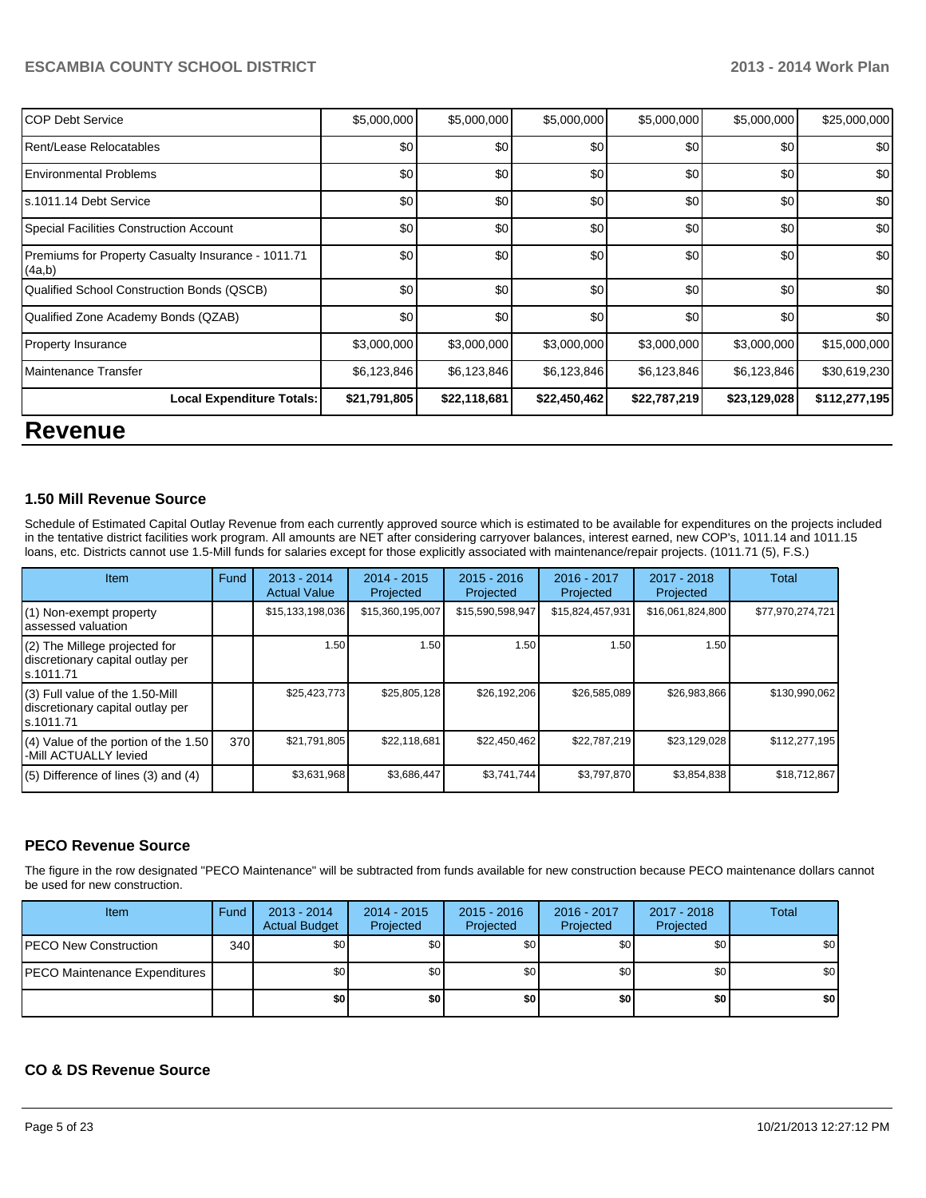| | | | | | | |
|---|---|---|---|---|---|---|
| COP Debt Service | $5,000,000 | $5,000,000 | $5,000,000 | $5,000,000 | $5,000,000 | $25,000,000 |
| Rent/Lease Relocatables | $0 | $0 | $0 | $0 | $0 | $0 |
| Environmental Problems | $0 | $0 | $0 | $0 | $0 | $0 |
| s.1011.14 Debt Service | $0 | $0 | $0 | $0 | $0 | $0 |
| Special Facilities Construction Account | $0 | $0 | $0 | $0 | $0 | $0 |
| Premiums for Property Casualty Insurance - 1011.71 (4a,b) | $0 | $0 | $0 | $0 | $0 | $0 |
| Qualified School Construction Bonds (QSCB) | $0 | $0 | $0 | $0 | $0 | $0 |
| Qualified Zone Academy Bonds (QZAB) | $0 | $0 | $0 | $0 | $0 | $0 |
| Property Insurance | $3,000,000 | $3,000,000 | $3,000,000 | $3,000,000 | $3,000,000 | $15,000,000 |
| Maintenance Transfer | $6,123,846 | $6,123,846 | $6,123,846 | $6,123,846 | $6,123,846 | $30,619,230 |
| **Local Expenditure Totals:** | **$21,791,805** | **$22,118,681** | **$22,450,462** | **$22,787,219** | **$23,129,028** | **$112,277,195** |

# Revenue

### 1.50 Mill Revenue Source

Schedule of Estimated Capital Outlay Revenue from each currently approved source which is estimated to be available for expenditures on the projects included in the tentative district facilities work program. All amounts are NET after considering carryover balances, interest earned, new COP's, 1011.14 and 1011.15 loans, etc. Districts cannot use 1.5-Mill funds for salaries except for those explicitly associated with maintenance/repair projects. (1011.71 (5), F.S.)

| Item | Fund | 2013 - 2014 Actual Value | 2014 - 2015 Projected | 2015 - 2016 Projected | 2016 - 2017 Projected | 2017 - 2018 Projected | Total |
|---|---|---|---|---|---|---|---|
| (1) Non-exempt property assessed valuation | | $15,133,198,036 | $15,360,195,007 | $15,590,598,947 | $15,824,457,931 | $16,061,824,800 | $77,970,274,721 |
| (2) The Millege projected for discretionary capital outlay per s.1011.71 | | 1.50 | 1.50 | 1.50 | 1.50 | 1.50 | |
| (3) Full value of the 1.50-Mill discretionary capital outlay per s.1011.71 | | $25,423,773 | $25,805,128 | $26,192,206 | $26,585,089 | $26,983,866 | $130,990,062 |
| (4) Value of the portion of the 1.50 -Mill ACTUALLY levied | 370 | $21,791,805 | $22,118,681 | $22,450,462 | $22,787,219 | $23,129,028 | $112,277,195 |
| (5) Difference of lines (3) and (4) | | $3,631,968 | $3,686,447 | $3,741,744 | $3,797,870 | $3,854,838 | $18,712,867 |

### PECO Revenue Source

The figure in the row designated "PECO Maintenance" will be subtracted from funds available for new construction because PECO maintenance dollars cannot be used for new construction.

| Item | Fund | 2013 - 2014 Actual Budget | 2014 - 2015 Projected | 2015 - 2016 Projected | 2016 - 2017 Projected | 2017 - 2018 Projected | Total |
|---|---|---|---|---|---|---|---|
| PECO New Construction | 340 | $0 | $0 | $0 | $0 | $0 | $0 |
| PECO Maintenance Expenditures | | $0 | $0 | $0 | $0 | $0 | $0 |
| | | **$0** | **$0** | **$0** | **$0** | **$0** | **$0** |

### CO & DS Revenue Source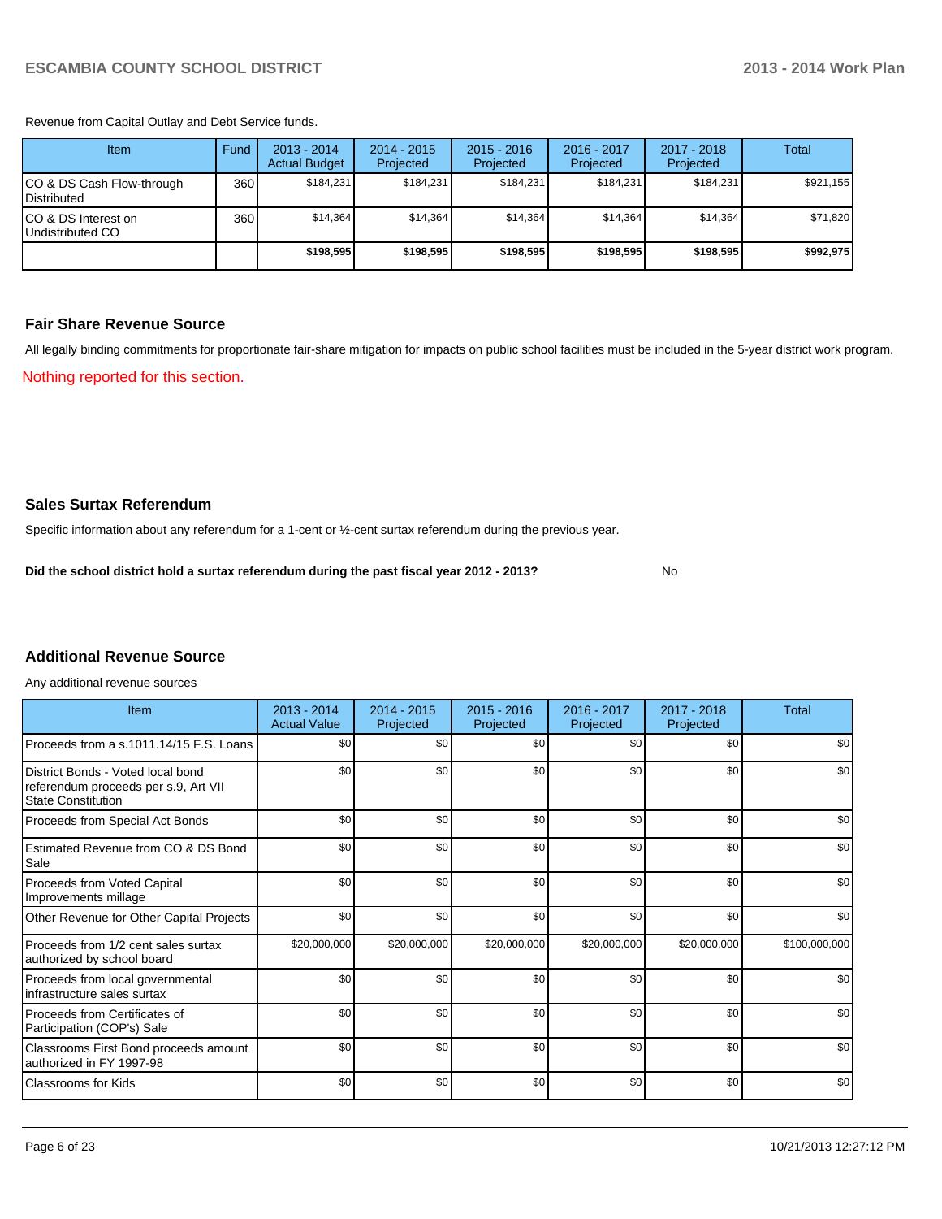Revenue from Capital Outlay and Debt Service funds.

| Item | Fund | 2013 - 2014 Actual Budget | 2014 - 2015 Projected | 2015 - 2016 Projected | 2016 - 2017 Projected | 2017 - 2018 Projected | Total |
|---|---|---|---|---|---|---|---|
| CO & DS Cash Flow-through Distributed | 360 | $184,231 | $184,231 | $184,231 | $184,231 | $184,231 | $921,155 |
| CO & DS Interest on Undistributed CO | 360 | $14,364 | $14,364 | $14,364 | $14,364 | $14,364 | $71,820 |
| | | **$198,595** | **$198,595** | **$198,595** | **$198,595** | **$198,595** | **$992,975** |

## Fair Share Revenue Source

All legally binding commitments for proportionate fair-share mitigation for impacts on public school facilities must be included in the 5-year district work program.

Nothing reported for this section.

## Sales Surtax Referendum

Specific information about any referendum for a 1-cent or ½-cent surtax referendum during the previous year.

**Did the school district hold a surtax referendum during the past fiscal year 2012 - 2013?** No

## Additional Revenue Source

Any additional revenue sources

| Item | 2013 - 2014 Actual Value | 2014 - 2015 Projected | 2015 - 2016 Projected | 2016 - 2017 Projected | 2017 - 2018 Projected | Total |
|---|---|---|---|---|---|---|
| Proceeds from a s.1011.14/15 F.S. Loans | $0 | $0 | $0 | $0 | $0 | $0 |
| District Bonds - Voted local bond referendum proceeds per s.9, Art VII State Constitution | $0 | $0 | $0 | $0 | $0 | $0 |
| Proceeds from Special Act Bonds | $0 | $0 | $0 | $0 | $0 | $0 |
| Estimated Revenue from CO & DS Bond Sale | $0 | $0 | $0 | $0 | $0 | $0 |
| Proceeds from Voted Capital Improvements millage | $0 | $0 | $0 | $0 | $0 | $0 |
| Other Revenue for Other Capital Projects | $0 | $0 | $0 | $0 | $0 | $0 |
| Proceeds from 1/2 cent sales surtax authorized by school board | $20,000,000 | $20,000,000 | $20,000,000 | $20,000,000 | $20,000,000 | $100,000,000 |
| Proceeds from local governmental infrastructure sales surtax | $0 | $0 | $0 | $0 | $0 | $0 |
| Proceeds from Certificates of Participation (COP's) Sale | $0 | $0 | $0 | $0 | $0 | $0 |
| Classrooms First Bond proceeds amount authorized in FY 1997-98 | $0 | $0 | $0 | $0 | $0 | $0 |
| Classrooms for Kids | $0 | $0 | $0 | $0 | $0 | $0 |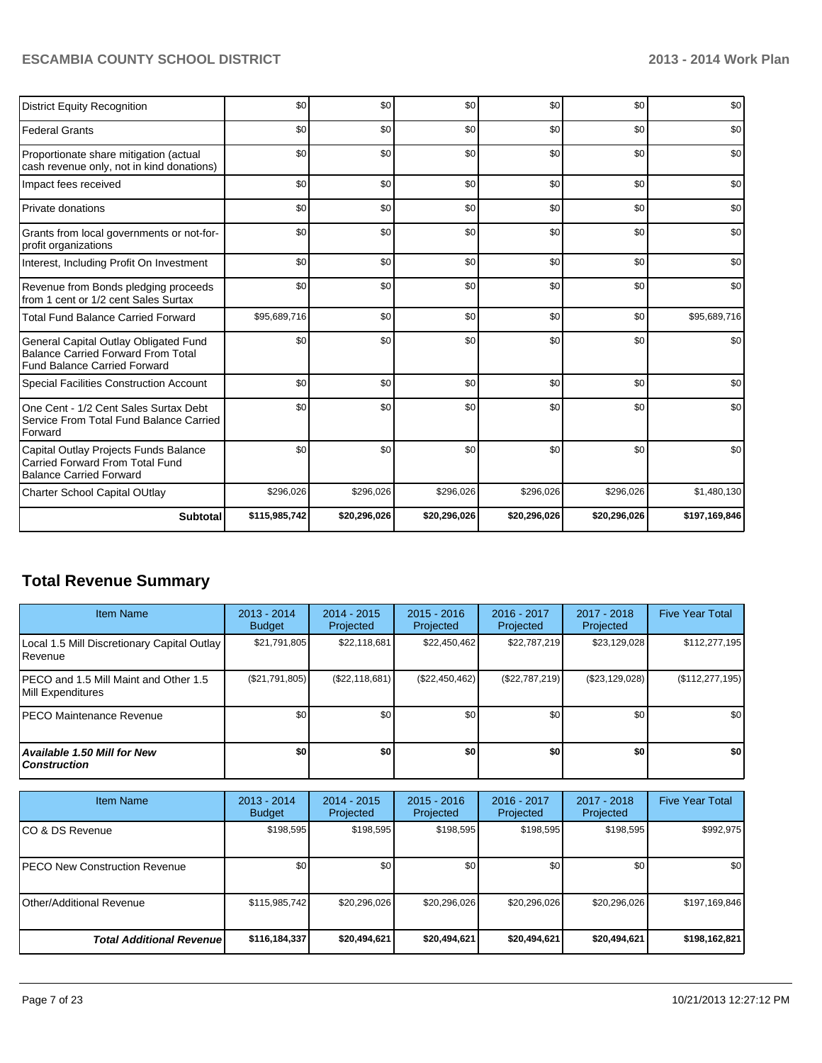| | | | | | | |
|---|---|---|---|---|---|---|
| District Equity Recognition | $0 | $0 | $0 | $0 | $0 | $0 |
| Federal Grants | $0 | $0 | $0 | $0 | $0 | $0 |
| Proportionate share mitigation (actual cash revenue only, not in kind donations) | $0 | $0 | $0 | $0 | $0 | $0 |
| Impact fees received | $0 | $0 | $0 | $0 | $0 | $0 |
| Private donations | $0 | $0 | $0 | $0 | $0 | $0 |
| Grants from local governments or not-for-profit organizations | $0 | $0 | $0 | $0 | $0 | $0 |
| Interest, Including Profit On Investment | $0 | $0 | $0 | $0 | $0 | $0 |
| Revenue from Bonds pledging proceeds from 1 cent or 1/2 cent Sales Surtax | $0 | $0 | $0 | $0 | $0 | $0 |
| Total Fund Balance Carried Forward | $95,689,716 | $0 | $0 | $0 | $0 | $95,689,716 |
| General Capital Outlay Obligated Fund Balance Carried Forward From Total Fund Balance Carried Forward | $0 | $0 | $0 | $0 | $0 | $0 |
| Special Facilities Construction Account | $0 | $0 | $0 | $0 | $0 | $0 |
| One Cent - 1/2 Cent Sales Surtax Debt Service From Total Fund Balance Carried Forward | $0 | $0 | $0 | $0 | $0 | $0 |
| Capital Outlay Projects Funds Balance Carried Forward From Total Fund Balance Carried Forward | $0 | $0 | $0 | $0 | $0 | $0 |
| Charter School Capital OUtlay | $296,026 | $296,026 | $296,026 | $296,026 | $296,026 | $1,480,130 |
| **Subtotal** | **$115,985,742** | **$20,296,026** | **$20,296,026** | **$20,296,026** | **$20,296,026** | **$197,169,846** |

## Total Revenue Summary

| Item Name | 2013 - 2014 Budget | 2014 - 2015 Projected | 2015 - 2016 Projected | 2016 - 2017 Projected | 2017 - 2018 Projected | Five Year Total |
|---|---|---|---|---|---|---|
| Local 1.5 Mill Discretionary Capital Outlay Revenue | $21,791,805 | $22,118,681 | $22,450,462 | $22,787,219 | $23,129,028 | $112,277,195 |
| PECO and 1.5 Mill Maint and Other 1.5 Mill Expenditures | ($21,791,805) | ($22,118,681) | ($22,450,462) | ($22,787,219) | ($23,129,028) | ($112,277,195) |
| PECO Maintenance Revenue | $0 | $0 | $0 | $0 | $0 | $0 |
| ***Available 1.50 Mill for New Construction*** | **$0** | **$0** | **$0** | **$0** | **$0** | **$0** |

| Item Name | 2013 - 2014 Budget | 2014 - 2015 Projected | 2015 - 2016 Projected | 2016 - 2017 Projected | 2017 - 2018 Projected | Five Year Total |
|---|---|---|---|---|---|---|
| CO & DS Revenue | $198,595 | $198,595 | $198,595 | $198,595 | $198,595 | $992,975 |
| PECO New Construction Revenue | $0 | $0 | $0 | $0 | $0 | $0 |
| Other/Additional Revenue | $115,985,742 | $20,296,026 | $20,296,026 | $20,296,026 | $20,296,026 | $197,169,846 |
| ***Total Additional Revenue*** | **$116,184,337** | **$20,494,621** | **$20,494,621** | **$20,494,621** | **$20,494,621** | **$198,162,821** |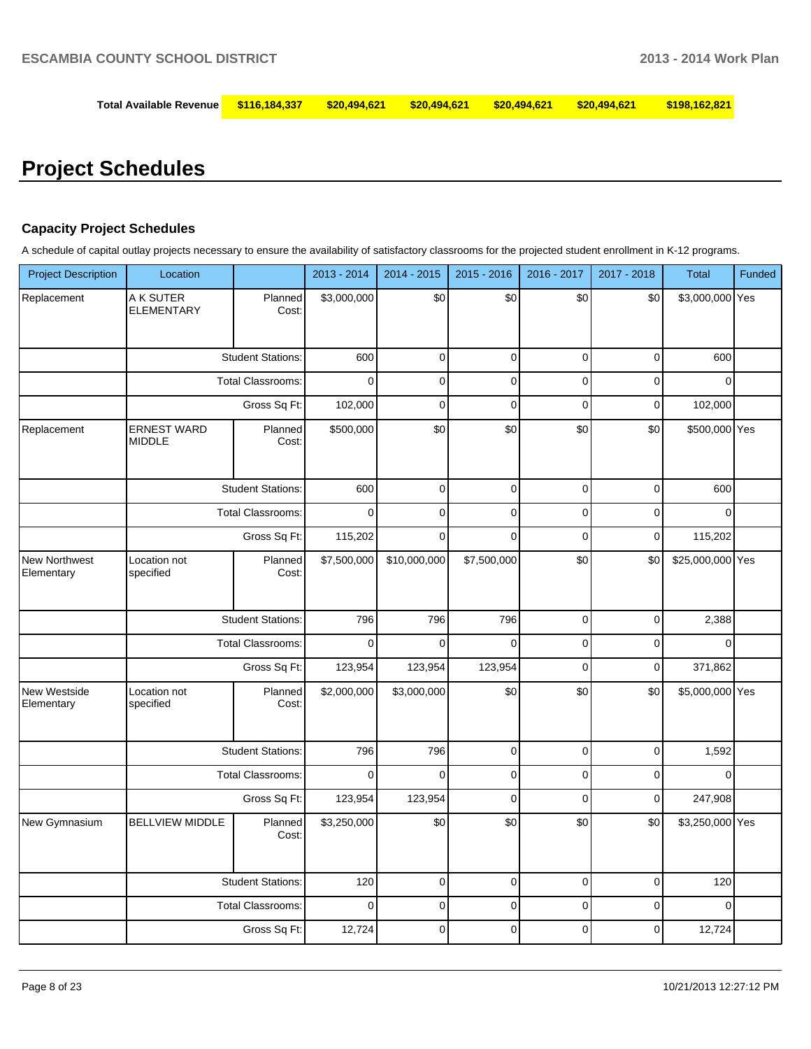| Total Available Revenue | $116,184,337 | $20,494,621 | $20,494,621 | $20,494,621 | $20,494,621 | $198,162,821 |
|---|---|---|---|---|---|---|

# Project Schedules

### Capacity Project Schedules

A schedule of capital outlay projects necessary to ensure the availability of satisfactory classrooms for the projected student enrollment in K-12 programs.

| Project Description | Location | | 2013 - 2014 | 2014 - 2015 | 2015 - 2016 | 2016 - 2017 | 2017 - 2018 | Total | Funded |
|---|---|---|---|---|---|---|---|---|---|
| Replacement | A K SUTER ELEMENTARY | Planned Cost: | $3,000,000 | $0 | $0 | $0 | $0 | $3,000,000 | Yes |
| | | Student Stations: | 600 | 0 | 0 | 0 | 0 | 600 | |
| | | Total Classrooms: | 0 | 0 | 0 | 0 | 0 | 0 | |
| | | Gross Sq Ft: | 102,000 | 0 | 0 | 0 | 0 | 102,000 | |
| Replacement | ERNEST WARD MIDDLE | Planned Cost: | $500,000 | $0 | $0 | $0 | $0 | $500,000 | Yes |
| | | Student Stations: | 600 | 0 | 0 | 0 | 0 | 600 | |
| | | Total Classrooms: | 0 | 0 | 0 | 0 | 0 | 0 | |
| | | Gross Sq Ft: | 115,202 | 0 | 0 | 0 | 0 | 115,202 | |
| New Northwest Elementary | Location not specified | Planned Cost: | $7,500,000 | $10,000,000 | $7,500,000 | $0 | $0 | $25,000,000 | Yes |
| | | Student Stations: | 796 | 796 | 796 | 0 | 0 | 2,388 | |
| | | Total Classrooms: | 0 | 0 | 0 | 0 | 0 | 0 | |
| | | Gross Sq Ft: | 123,954 | 123,954 | 123,954 | 0 | 0 | 371,862 | |
| New Westside Elementary | Location not specified | Planned Cost: | $2,000,000 | $3,000,000 | $0 | $0 | $0 | $5,000,000 | Yes |
| | | Student Stations: | 796 | 796 | 0 | 0 | 0 | 1,592 | |
| | | Total Classrooms: | 0 | 0 | 0 | 0 | 0 | 0 | |
| | | Gross Sq Ft: | 123,954 | 123,954 | 0 | 0 | 0 | 247,908 | |
| New Gymnasium | BELLVIEW MIDDLE | Planned Cost: | $3,250,000 | $0 | $0 | $0 | $0 | $3,250,000 | Yes |
| | | Student Stations: | 120 | 0 | 0 | 0 | 0 | 120 | |
| | | Total Classrooms: | 0 | 0 | 0 | 0 | 0 | 0 | |
| | | Gross Sq Ft: | 12,724 | 0 | 0 | 0 | 0 | 12,724 | |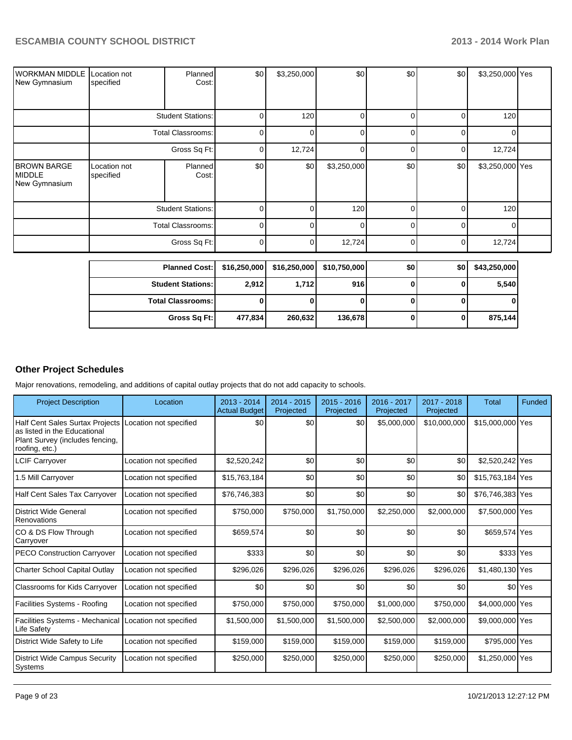| | | | | | | | | | |
|---|---|---|---|---|---|---|---|---|---|
| WORKMAN MIDDLE New Gymnasium | Location not specified | Planned Cost: | $0 | $3,250,000 | $0 | $0 | $0 | $3,250,000 | Yes |
| | Student Stations: | | 0 | 120 | 0 | 0 | 0 | 120 | |
| | Total Classrooms: | | 0 | 0 | 0 | 0 | 0 | 0 | |
| | Gross Sq Ft: | | 0 | 12,724 | 0 | 0 | 0 | 12,724 | |
| BROWN BARGE MIDDLE New Gymnasium | Location not specified | Planned Cost: | $0 | $0 | $3,250,000 | $0 | $0 | $3,250,000 | Yes |
| | Student Stations: | | 0 | 0 | 120 | 0 | 0 | 120 | |
| | Total Classrooms: | | 0 | 0 | 0 | 0 | 0 | 0 | |
| | Gross Sq Ft: | | 0 | 0 | 12,724 | 0 | 0 | 12,724 | |

| | | | | | | |
|---|---|---|---|---|---|---|
| **Planned Cost:** | **$16,250,000** | **$16,250,000** | **$10,750,000** | **$0** | **$0** | **$43,250,000** |
| **Student Stations:** | **2,912** | **1,712** | **916** | **0** | **0** | **5,540** |
| **Total Classrooms:** | **0** | **0** | **0** | **0** | **0** | **0** |
| **Gross Sq Ft:** | **477,834** | **260,632** | **136,678** | **0** | **0** | **875,144** |

## Other Project Schedules

Major renovations, remodeling, and additions of capital outlay projects that do not add capacity to schools.

| Project Description | Location | 2013 - 2014 Actual Budget | 2014 - 2015 Projected | 2015 - 2016 Projected | 2016 - 2017 Projected | 2017 - 2018 Projected | Total | Funded |
|---|---|---|---|---|---|---|---|---|
| Half Cent Sales Tax Projects as listed in the Educational Plant Survey (includes fencing, roofing, etc.) | Location not specified | $0 | $0 | $0 | $5,000,000 | $10,000,000 | $15,000,000 | Yes |
| LCIF Carryover | Location not specified | $2,520,242 | $0 | $0 | $0 | $0 | $2,520,242 | Yes |
| 1.5 Mill Carryover | Location not specified | $15,763,184 | $0 | $0 | $0 | $0 | $15,763,184 | Yes |
| Half Cent Sales Tax Carryover | Location not specified | $76,746,383 | $0 | $0 | $0 | $0 | $76,746,383 | Yes |
| District Wide General Renovations | Location not specified | $750,000 | $750,000 | $1,750,000 | $2,250,000 | $2,000,000 | $7,500,000 | Yes |
| CO & DS Flow Through Carryover | Location not specified | $659,574 | $0 | $0 | $0 | $0 | $659,574 | Yes |
| PECO Construction Carryover | Location not specified | $333 | $0 | $0 | $0 | $0 | $333 | Yes |
| Charter School Capital Outlay | Location not specified | $296,026 | $296,026 | $296,026 | $296,026 | $296,026 | $1,480,130 | Yes |
| Classrooms for Kids Carryover | Location not specified | $0 | $0 | $0 | $0 | $0 | $0 | Yes |
| Facilities Systems - Roofing | Location not specified | $750,000 | $750,000 | $750,000 | $1,000,000 | $750,000 | $4,000,000 | Yes |
| Facilities Systems - Mechanical Life Safety | Location not specified | $1,500,000 | $1,500,000 | $1,500,000 | $2,500,000 | $2,000,000 | $9,000,000 | Yes |
| District Wide Safety to Life | Location not specified | $159,000 | $159,000 | $159,000 | $159,000 | $159,000 | $795,000 | Yes |
| District Wide Campus Security Systems | Location not specified | $250,000 | $250,000 | $250,000 | $250,000 | $250,000 | $1,250,000 | Yes |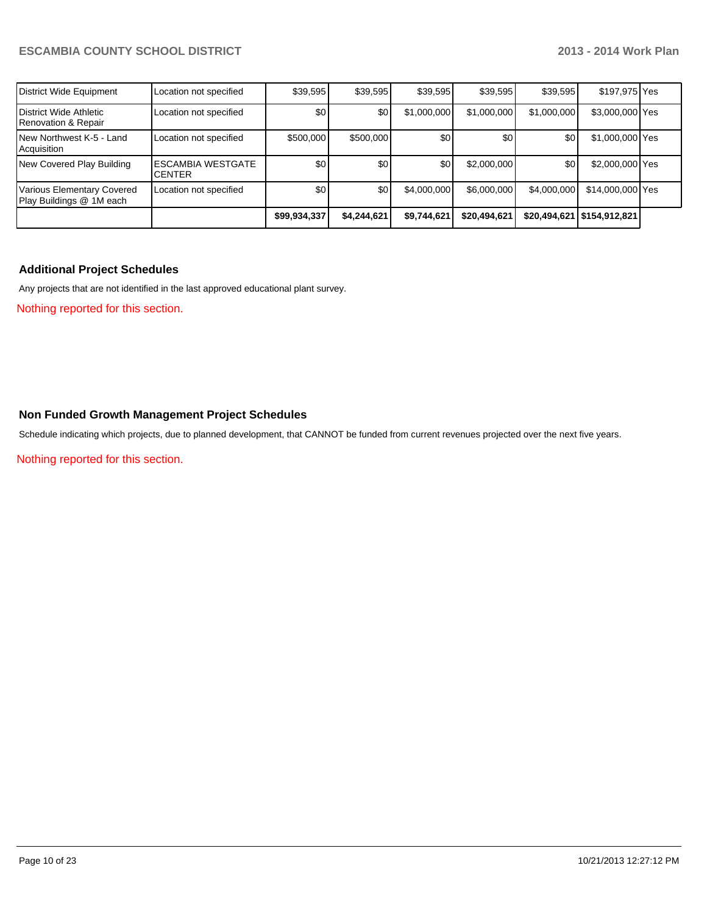| | | | | | | | | |
|---|---|---|---|---|---|---|---|---|
| District Wide Equipment | Location not specified | $39,595 | $39,595 | $39,595 | $39,595 | $39,595 | $197,975 | Yes |
| District Wide Athletic Renovation & Repair | Location not specified | $0 | $0 | $1,000,000 | $1,000,000 | $1,000,000 | $3,000,000 | Yes |
| New Northwest K-5 - Land Acquisition | Location not specified | $500,000 | $500,000 | $0 | $0 | $0 | $1,000,000 | Yes |
| New Covered Play Building | ESCAMBIA WESTGATE CENTER | $0 | $0 | $0 | $2,000,000 | $0 | $2,000,000 | Yes |
| Various Elementary Covered Play Buildings @ 1M each | Location not specified | $0 | $0 | $4,000,000 | $6,000,000 | $4,000,000 | $14,000,000 | Yes |
| | | **$99,934,337** | **$4,244,621** | **$9,744,621** | **$20,494,621** | **$20,494,621** | **$154,912,821** | |

## Additional Project Schedules

Any projects that are not identified in the last approved educational plant survey.

Nothing reported for this section.

## Non Funded Growth Management Project Schedules

Schedule indicating which projects, due to planned development, that CANNOT be funded from current revenues projected over the next five years.

Nothing reported for this section.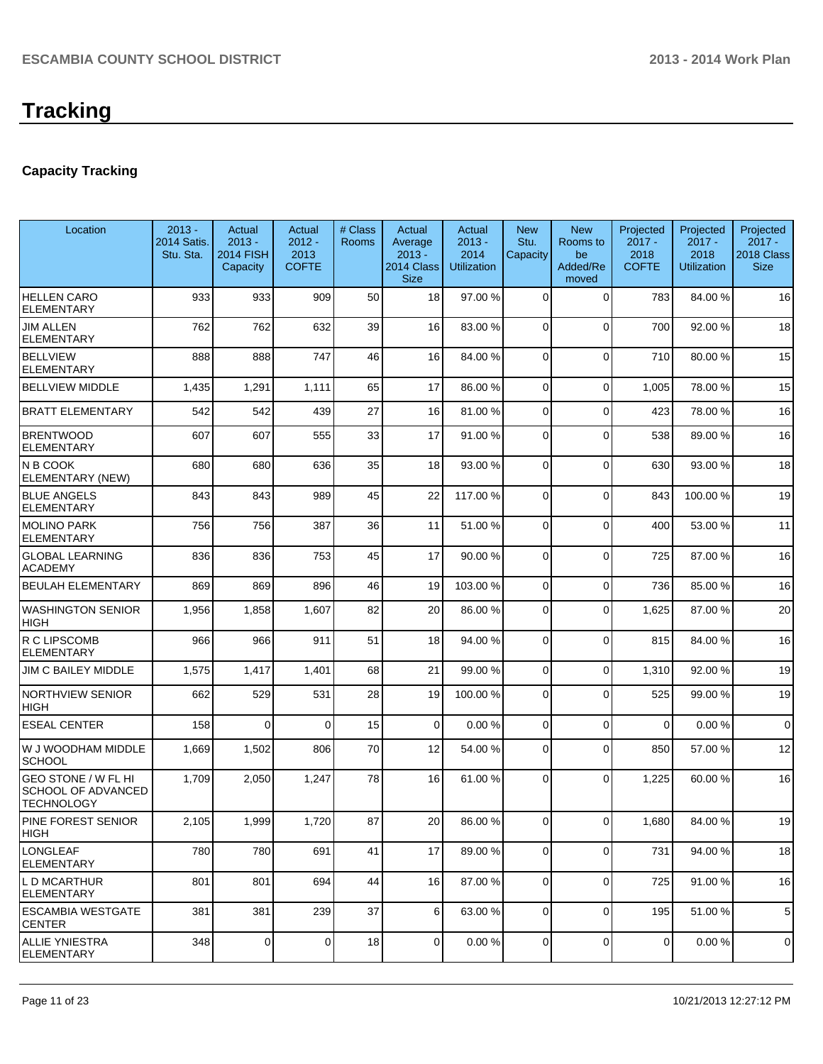# Tracking

## Capacity Tracking

| Location | 2013 - 2014 Satis. Stu. Sta. | Actual 2013 - 2014 FISH Capacity | Actual 2012 - 2013 COFTE | # Class Rooms | Actual Average 2013 - 2014 Class Size | Actual 2013 - 2014 Utilization | New Stu. Capacity | New Rooms to be Added/Removed | Projected 2017 - 2018 COFTE | Projected 2017 - 2018 Utilization | Projected 2017 - 2018 Class Size |
|---|---|---|---|---|---|---|---|---|---|---|---|
| HELLEN CARO ELEMENTARY | 933 | 933 | 909 | 50 | 18 | 97.00 % | 0 | 0 | 783 | 84.00 % | 16 |
| JIM ALLEN ELEMENTARY | 762 | 762 | 632 | 39 | 16 | 83.00 % | 0 | 0 | 700 | 92.00 % | 18 |
| BELLVIEW ELEMENTARY | 888 | 888 | 747 | 46 | 16 | 84.00 % | 0 | 0 | 710 | 80.00 % | 15 |
| BELLVIEW MIDDLE | 1,435 | 1,291 | 1,111 | 65 | 17 | 86.00 % | 0 | 0 | 1,005 | 78.00 % | 15 |
| BRATT ELEMENTARY | 542 | 542 | 439 | 27 | 16 | 81.00 % | 0 | 0 | 423 | 78.00 % | 16 |
| BRENTWOOD ELEMENTARY | 607 | 607 | 555 | 33 | 17 | 91.00 % | 0 | 0 | 538 | 89.00 % | 16 |
| N B COOK ELEMENTARY (NEW) | 680 | 680 | 636 | 35 | 18 | 93.00 % | 0 | 0 | 630 | 93.00 % | 18 |
| BLUE ANGELS ELEMENTARY | 843 | 843 | 989 | 45 | 22 | 117.00 % | 0 | 0 | 843 | 100.00 % | 19 |
| MOLINO PARK ELEMENTARY | 756 | 756 | 387 | 36 | 11 | 51.00 % | 0 | 0 | 400 | 53.00 % | 11 |
| GLOBAL LEARNING ACADEMY | 836 | 836 | 753 | 45 | 17 | 90.00 % | 0 | 0 | 725 | 87.00 % | 16 |
| BEULAH ELEMENTARY | 869 | 869 | 896 | 46 | 19 | 103.00 % | 0 | 0 | 736 | 85.00 % | 16 |
| WASHINGTON SENIOR HIGH | 1,956 | 1,858 | 1,607 | 82 | 20 | 86.00 % | 0 | 0 | 1,625 | 87.00 % | 20 |
| R C LIPSCOMB ELEMENTARY | 966 | 966 | 911 | 51 | 18 | 94.00 % | 0 | 0 | 815 | 84.00 % | 16 |
| JIM C BAILEY MIDDLE | 1,575 | 1,417 | 1,401 | 68 | 21 | 99.00 % | 0 | 0 | 1,310 | 92.00 % | 19 |
| NORTHVIEW SENIOR HIGH | 662 | 529 | 531 | 28 | 19 | 100.00 % | 0 | 0 | 525 | 99.00 % | 19 |
| ESEAL CENTER | 158 | 0 | 0 | 15 | 0 | 0.00 % | 0 | 0 | 0 | 0.00 % | 0 |
| W J WOODHAM MIDDLE SCHOOL | 1,669 | 1,502 | 806 | 70 | 12 | 54.00 % | 0 | 0 | 850 | 57.00 % | 12 |
| GEO STONE / W FL HI SCHOOL OF ADVANCED TECHNOLOGY | 1,709 | 2,050 | 1,247 | 78 | 16 | 61.00 % | 0 | 0 | 1,225 | 60.00 % | 16 |
| PINE FOREST SENIOR HIGH | 2,105 | 1,999 | 1,720 | 87 | 20 | 86.00 % | 0 | 0 | 1,680 | 84.00 % | 19 |
| LONGLEAF ELEMENTARY | 780 | 780 | 691 | 41 | 17 | 89.00 % | 0 | 0 | 731 | 94.00 % | 18 |
| L D MCARTHUR ELEMENTARY | 801 | 801 | 694 | 44 | 16 | 87.00 % | 0 | 0 | 725 | 91.00 % | 16 |
| ESCAMBIA WESTGATE CENTER | 381 | 381 | 239 | 37 | 6 | 63.00 % | 0 | 0 | 195 | 51.00 % | 5 |
| ALLIE YNIESTRA ELEMENTARY | 348 | 0 | 0 | 18 | 0 | 0.00 % | 0 | 0 | 0 | 0.00 % | 0 |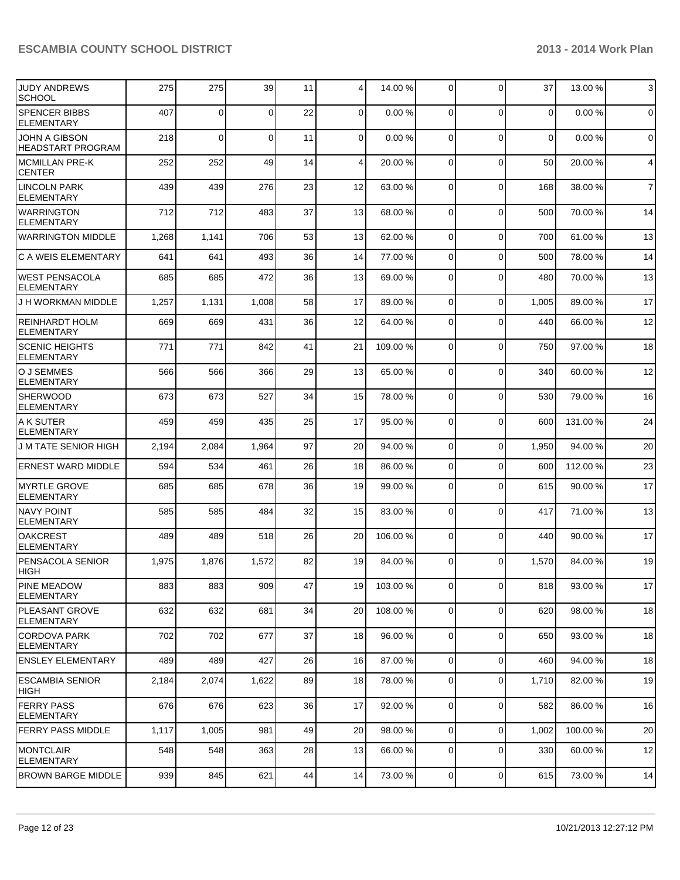| | | | | | | | | | | | |
|---|---|---|---|---|---|---|---|---|---|---|---|
| JUDY ANDREWS SCHOOL | 275 | 275 | 39 | 11 | 4 | 14.00 % | 0 | 0 | 37 | 13.00 % | 3 |
| SPENCER BIBBS ELEMENTARY | 407 | 0 | 0 | 22 | 0 | 0.00 % | 0 | 0 | 0 | 0.00 % | 0 |
| JOHN A GIBSON HEADSTART PROGRAM | 218 | 0 | 0 | 11 | 0 | 0.00 % | 0 | 0 | 0 | 0.00 % | 0 |
| MCMILLAN PRE-K CENTER | 252 | 252 | 49 | 14 | 4 | 20.00 % | 0 | 0 | 50 | 20.00 % | 4 |
| LINCOLN PARK ELEMENTARY | 439 | 439 | 276 | 23 | 12 | 63.00 % | 0 | 0 | 168 | 38.00 % | 7 |
| WARRINGTON ELEMENTARY | 712 | 712 | 483 | 37 | 13 | 68.00 % | 0 | 0 | 500 | 70.00 % | 14 |
| WARRINGTON MIDDLE | 1,268 | 1,141 | 706 | 53 | 13 | 62.00 % | 0 | 0 | 700 | 61.00 % | 13 |
| C A WEIS ELEMENTARY | 641 | 641 | 493 | 36 | 14 | 77.00 % | 0 | 0 | 500 | 78.00 % | 14 |
| WEST PENSACOLA ELEMENTARY | 685 | 685 | 472 | 36 | 13 | 69.00 % | 0 | 0 | 480 | 70.00 % | 13 |
| J H WORKMAN MIDDLE | 1,257 | 1,131 | 1,008 | 58 | 17 | 89.00 % | 0 | 0 | 1,005 | 89.00 % | 17 |
| REINHARDT HOLM ELEMENTARY | 669 | 669 | 431 | 36 | 12 | 64.00 % | 0 | 0 | 440 | 66.00 % | 12 |
| SCENIC HEIGHTS ELEMENTARY | 771 | 771 | 842 | 41 | 21 | 109.00 % | 0 | 0 | 750 | 97.00 % | 18 |
| O J SEMMES ELEMENTARY | 566 | 566 | 366 | 29 | 13 | 65.00 % | 0 | 0 | 340 | 60.00 % | 12 |
| SHERWOOD ELEMENTARY | 673 | 673 | 527 | 34 | 15 | 78.00 % | 0 | 0 | 530 | 79.00 % | 16 |
| A K SUTER ELEMENTARY | 459 | 459 | 435 | 25 | 17 | 95.00 % | 0 | 0 | 600 | 131.00 % | 24 |
| J M TATE SENIOR HIGH | 2,194 | 2,084 | 1,964 | 97 | 20 | 94.00 % | 0 | 0 | 1,950 | 94.00 % | 20 |
| ERNEST WARD MIDDLE | 594 | 534 | 461 | 26 | 18 | 86.00 % | 0 | 0 | 600 | 112.00 % | 23 |
| MYRTLE GROVE ELEMENTARY | 685 | 685 | 678 | 36 | 19 | 99.00 % | 0 | 0 | 615 | 90.00 % | 17 |
| NAVY POINT ELEMENTARY | 585 | 585 | 484 | 32 | 15 | 83.00 % | 0 | 0 | 417 | 71.00 % | 13 |
| OAKCREST ELEMENTARY | 489 | 489 | 518 | 26 | 20 | 106.00 % | 0 | 0 | 440 | 90.00 % | 17 |
| PENSACOLA SENIOR HIGH | 1,975 | 1,876 | 1,572 | 82 | 19 | 84.00 % | 0 | 0 | 1,570 | 84.00 % | 19 |
| PINE MEADOW ELEMENTARY | 883 | 883 | 909 | 47 | 19 | 103.00 % | 0 | 0 | 818 | 93.00 % | 17 |
| PLEASANT GROVE ELEMENTARY | 632 | 632 | 681 | 34 | 20 | 108.00 % | 0 | 0 | 620 | 98.00 % | 18 |
| CORDOVA PARK ELEMENTARY | 702 | 702 | 677 | 37 | 18 | 96.00 % | 0 | 0 | 650 | 93.00 % | 18 |
| ENSLEY ELEMENTARY | 489 | 489 | 427 | 26 | 16 | 87.00 % | 0 | 0 | 460 | 94.00 % | 18 |
| ESCAMBIA SENIOR HIGH | 2,184 | 2,074 | 1,622 | 89 | 18 | 78.00 % | 0 | 0 | 1,710 | 82.00 % | 19 |
| FERRY PASS ELEMENTARY | 676 | 676 | 623 | 36 | 17 | 92.00 % | 0 | 0 | 582 | 86.00 % | 16 |
| FERRY PASS MIDDLE | 1,117 | 1,005 | 981 | 49 | 20 | 98.00 % | 0 | 0 | 1,002 | 100.00 % | 20 |
| MONTCLAIR ELEMENTARY | 548 | 548 | 363 | 28 | 13 | 66.00 % | 0 | 0 | 330 | 60.00 % | 12 |
| BROWN BARGE MIDDLE | 939 | 845 | 621 | 44 | 14 | 73.00 % | 0 | 0 | 615 | 73.00 % | 14 |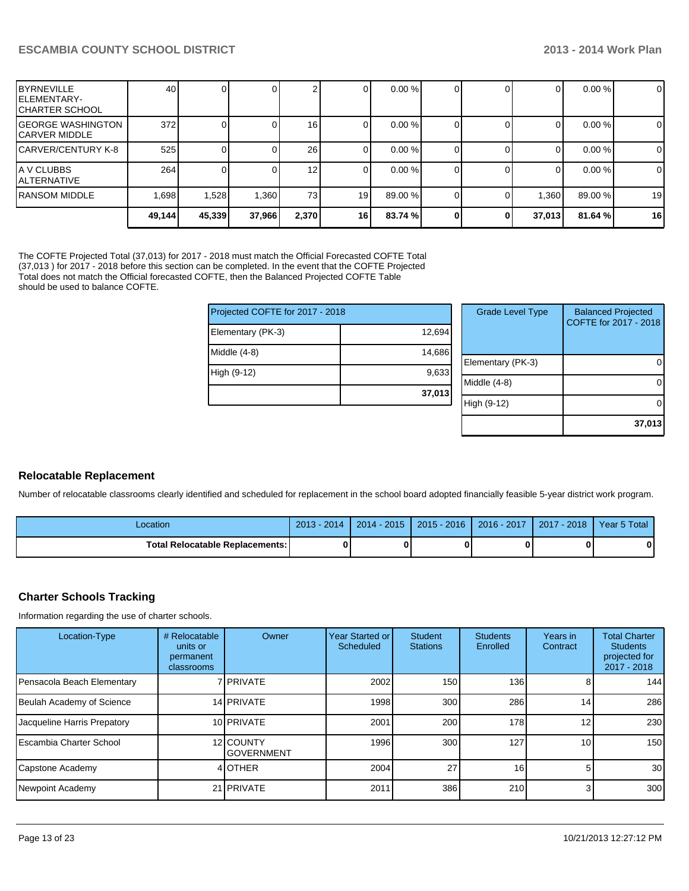| | | | | | | | | | | | |
|---|---|---|---|---|---|---|---|---|---|---|---|
| BYRNEVILLE ELEMENTARY-CHARTER SCHOOL | 40 | 0 | 0 | 2 | 0 | 0.00 % | 0 | 0 | 0 | 0.00 % | 0 |
| GEORGE WASHINGTON CARVER MIDDLE | 372 | 0 | 0 | 16 | 0 | 0.00 % | 0 | 0 | 0 | 0.00 % | 0 |
| CARVER/CENTURY K-8 | 525 | 0 | 0 | 26 | 0 | 0.00 % | 0 | 0 | 0 | 0.00 % | 0 |
| A V CLUBBS ALTERNATIVE | 264 | 0 | 0 | 12 | 0 | 0.00 % | 0 | 0 | 0 | 0.00 % | 0 |
| RANSOM MIDDLE | 1,698 | 1,528 | 1,360 | 73 | 19 | 89.00 % | 0 | 0 | 1,360 | 89.00 % | 19 |
| | **49,144** | **45,339** | **37,966** | **2,370** | **16** | **83.74 %** | **0** | **0** | **37,013** | **81.64 %** | **16** |

The COFTE Projected Total (37,013) for 2017 - 2018 must match the Official Forecasted COFTE Total (37,013 ) for 2017 - 2018 before this section can be completed. In the event that the COFTE Projected Total does not match the Official forecasted COFTE, then the Balanced Projected COFTE Table should be used to balance COFTE.

| Projected COFTE for 2017 - 2018 | |
|---|---|
| Elementary (PK-3) | 12,694 |
| Middle (4-8) | 14,686 |
| High (9-12) | 9,633 |
| | **37,013** |

| Grade Level Type | Balanced Projected COFTE for 2017 - 2018 |
|---|---|
| Elementary (PK-3) | 0 |
| Middle (4-8) | 0 |
| High (9-12) | 0 |
| | **37,013** |

## Relocatable Replacement

Number of relocatable classrooms clearly identified and scheduled for replacement in the school board adopted financially feasible 5-year district work program.

| Location | 2013 - 2014 | 2014 - 2015 | 2015 - 2016 | 2016 - 2017 | 2017 - 2018 | Year 5 Total |
|---|---|---|---|---|---|---|
| **Total Relocatable Replacements:** | **0** | **0** | **0** | **0** | **0** | **0** |

## Charter Schools Tracking

Information regarding the use of charter schools.

| Location-Type | # Relocatable units or permanent classrooms | Owner | Year Started or Scheduled | Student Stations | Students Enrolled | Years in Contract | Total Charter Students projected for 2017 - 2018 |
|---|---|---|---|---|---|---|---|
| Pensacola Beach Elementary | 7 | PRIVATE | 2002 | 150 | 136 | 8 | 144 |
| Beulah Academy of Science | 14 | PRIVATE | 1998 | 300 | 286 | 14 | 286 |
| Jacqueline Harris Prepatory | 10 | PRIVATE | 2001 | 200 | 178 | 12 | 230 |
| Escambia Charter School | 12 | COUNTY GOVERNMENT | 1996 | 300 | 127 | 10 | 150 |
| Capstone Academy | 4 | OTHER | 2004 | 27 | 16 | 5 | 30 |
| Newpoint Academy | 21 | PRIVATE | 2011 | 386 | 210 | 3 | 300 |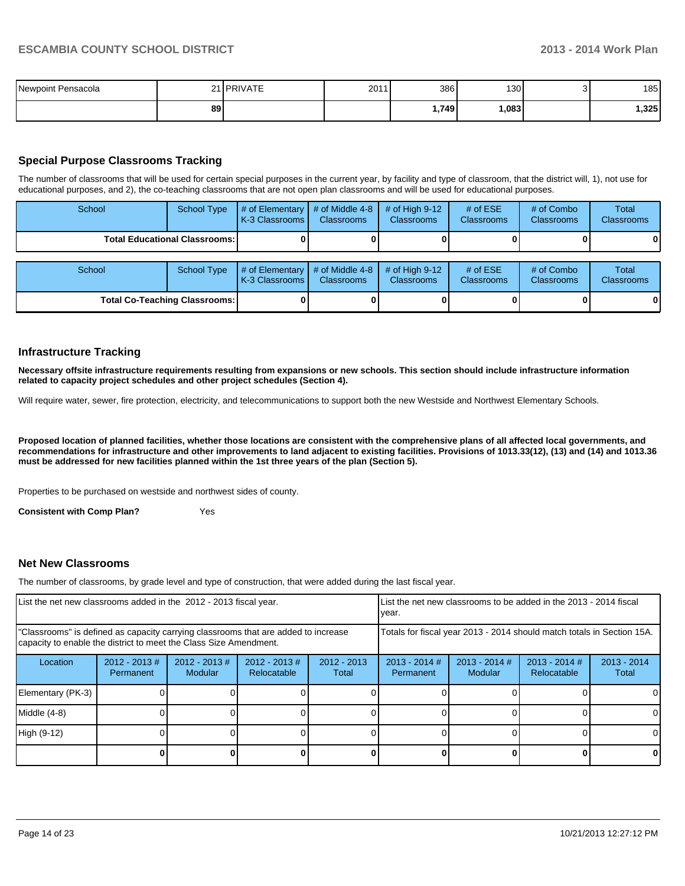| Newpoint Pensacola | 21 | PRIVATE | 2011 | 386 | 130 | 3 | 185 |
|---|---|---|---|---|---|---|---|
| | 89 | | | 1,749 | 1,083 | | 1,325 |

## Special Purpose Classrooms Tracking

The number of classrooms that will be used for certain special purposes in the current year, by facility and type of classroom, that the district will, 1), not use for educational purposes, and 2), the co-teaching classrooms that are not open plan classrooms and will be used for educational purposes.

| School | School Type | # of Elementary K-3 Classrooms | # of Middle 4-8 Classrooms | # of High 9-12 Classrooms | # of ESE Classrooms | # of Combo Classrooms | Total Classrooms |
|---|---|---|---|---|---|---|---|
| Total Educational Classrooms: | | 0 | 0 | 0 | 0 | 0 | 0 |

| School | School Type | # of Elementary K-3 Classrooms | # of Middle 4-8 Classrooms | # of High 9-12 Classrooms | # of ESE Classrooms | # of Combo Classrooms | Total Classrooms |
|---|---|---|---|---|---|---|---|
| Total Co-Teaching Classrooms: | | 0 | 0 | 0 | 0 | 0 | 0 |

## Infrastructure Tracking

**Necessary offsite infrastructure requirements resulting from expansions or new schools. This section should include infrastructure information related to capacity project schedules and other project schedules (Section 4).**

Will require water, sewer, fire protection, electricity, and telecommunications to support both the new Westside and Northwest Elementary Schools.

**Proposed location of planned facilities, whether those locations are consistent with the comprehensive plans of all affected local governments, and recommendations for infrastructure and other improvements to land adjacent to existing facilities. Provisions of 1013.33(12), (13) and (14) and 1013.36 must be addressed for new facilities planned within the 1st three years of the plan (Section 5).**

Properties to be purchased on westside and northwest sides of county.

**Consistent with Comp Plan?** Yes

## Net New Classrooms

The number of classrooms, by grade level and type of construction, that were added during the last fiscal year.

| List the net new classrooms added in the 2012 - 2013 fiscal year. | | | | | List the net new classrooms to be added in the 2013 - 2014 fiscal year. | | | |
|---|---|---|---|---|---|---|---|---|
| "Classrooms" is defined as capacity carrying classrooms that are added to increase capacity to enable the district to meet the Class Size Amendment. | | | | | Totals for fiscal year 2013 - 2014 should match totals in Section 15A. | | | |
| Location | 2012 - 2013 # Permanent | 2012 - 2013 # Modular | 2012 - 2013 # Relocatable | 2012 - 2013 Total | 2013 - 2014 # Permanent | 2013 - 2014 # Modular | 2013 - 2014 # Relocatable | 2013 - 2014 Total |
| Elementary (PK-3) | 0 | 0 | 0 | 0 | 0 | 0 | 0 | 0 |
| Middle (4-8) | 0 | 0 | 0 | 0 | 0 | 0 | 0 | 0 |
| High (9-12) | 0 | 0 | 0 | 0 | 0 | 0 | 0 | 0 |
| | 0 | 0 | 0 | 0 | 0 | 0 | 0 | 0 |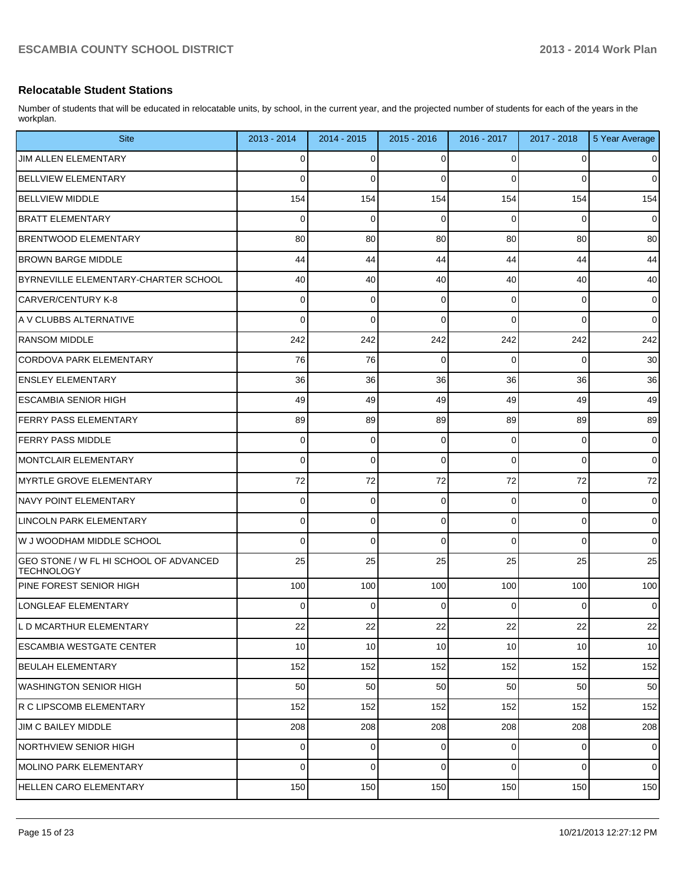## Relocatable Student Stations

Number of students that will be educated in relocatable units, by school, in the current year, and the projected number of students for each of the years in the workplan.

| Site | 2013 - 2014 | 2014 - 2015 | 2015 - 2016 | 2016 - 2017 | 2017 - 2018 | 5 Year Average |
|---|---|---|---|---|---|---|
| JIM ALLEN ELEMENTARY | 0 | 0 | 0 | 0 | 0 | 0 |
| BELLVIEW ELEMENTARY | 0 | 0 | 0 | 0 | 0 | 0 |
| BELLVIEW MIDDLE | 154 | 154 | 154 | 154 | 154 | 154 |
| BRATT ELEMENTARY | 0 | 0 | 0 | 0 | 0 | 0 |
| BRENTWOOD ELEMENTARY | 80 | 80 | 80 | 80 | 80 | 80 |
| BROWN BARGE MIDDLE | 44 | 44 | 44 | 44 | 44 | 44 |
| BYRNEVILLE ELEMENTARY-CHARTER SCHOOL | 40 | 40 | 40 | 40 | 40 | 40 |
| CARVER/CENTURY K-8 | 0 | 0 | 0 | 0 | 0 | 0 |
| A V CLUBBS ALTERNATIVE | 0 | 0 | 0 | 0 | 0 | 0 |
| RANSOM MIDDLE | 242 | 242 | 242 | 242 | 242 | 242 |
| CORDOVA PARK ELEMENTARY | 76 | 76 | 0 | 0 | 0 | 30 |
| ENSLEY ELEMENTARY | 36 | 36 | 36 | 36 | 36 | 36 |
| ESCAMBIA SENIOR HIGH | 49 | 49 | 49 | 49 | 49 | 49 |
| FERRY PASS ELEMENTARY | 89 | 89 | 89 | 89 | 89 | 89 |
| FERRY PASS MIDDLE | 0 | 0 | 0 | 0 | 0 | 0 |
| MONTCLAIR ELEMENTARY | 0 | 0 | 0 | 0 | 0 | 0 |
| MYRTLE GROVE ELEMENTARY | 72 | 72 | 72 | 72 | 72 | 72 |
| NAVY POINT ELEMENTARY | 0 | 0 | 0 | 0 | 0 | 0 |
| LINCOLN PARK ELEMENTARY | 0 | 0 | 0 | 0 | 0 | 0 |
| W J WOODHAM MIDDLE SCHOOL | 0 | 0 | 0 | 0 | 0 | 0 |
| GEO STONE / W FL HI SCHOOL OF ADVANCED TECHNOLOGY | 25 | 25 | 25 | 25 | 25 | 25 |
| PINE FOREST SENIOR HIGH | 100 | 100 | 100 | 100 | 100 | 100 |
| LONGLEAF ELEMENTARY | 0 | 0 | 0 | 0 | 0 | 0 |
| L D MCARTHUR ELEMENTARY | 22 | 22 | 22 | 22 | 22 | 22 |
| ESCAMBIA WESTGATE CENTER | 10 | 10 | 10 | 10 | 10 | 10 |
| BEULAH ELEMENTARY | 152 | 152 | 152 | 152 | 152 | 152 |
| WASHINGTON SENIOR HIGH | 50 | 50 | 50 | 50 | 50 | 50 |
| R C LIPSCOMB ELEMENTARY | 152 | 152 | 152 | 152 | 152 | 152 |
| JIM C BAILEY MIDDLE | 208 | 208 | 208 | 208 | 208 | 208 |
| NORTHVIEW SENIOR HIGH | 0 | 0 | 0 | 0 | 0 | 0 |
| MOLINO PARK ELEMENTARY | 0 | 0 | 0 | 0 | 0 | 0 |
| HELLEN CARO ELEMENTARY | 150 | 150 | 150 | 150 | 150 | 150 |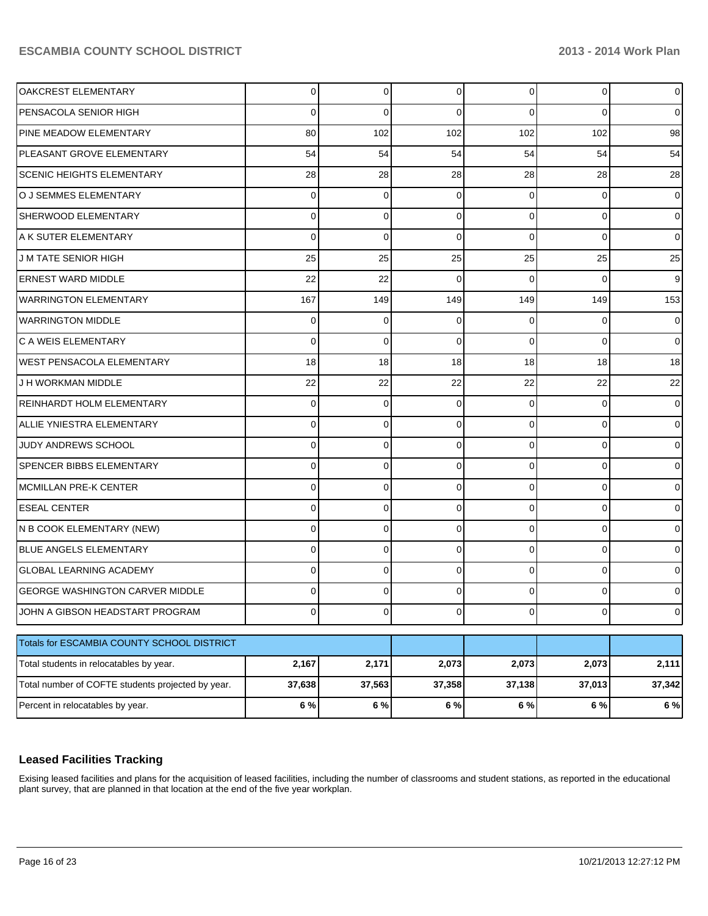| | | | | | | |
|---|---|---|---|---|---|---|
| OAKCREST ELEMENTARY | 0 | 0 | 0 | 0 | 0 | 0 |
| PENSACOLA SENIOR HIGH | 0 | 0 | 0 | 0 | 0 | 0 |
| PINE MEADOW ELEMENTARY | 80 | 102 | 102 | 102 | 102 | 98 |
| PLEASANT GROVE ELEMENTARY | 54 | 54 | 54 | 54 | 54 | 54 |
| SCENIC HEIGHTS ELEMENTARY | 28 | 28 | 28 | 28 | 28 | 28 |
| O J SEMMES ELEMENTARY | 0 | 0 | 0 | 0 | 0 | 0 |
| SHERWOOD ELEMENTARY | 0 | 0 | 0 | 0 | 0 | 0 |
| A K SUTER ELEMENTARY | 0 | 0 | 0 | 0 | 0 | 0 |
| J M TATE SENIOR HIGH | 25 | 25 | 25 | 25 | 25 | 25 |
| ERNEST WARD MIDDLE | 22 | 22 | 0 | 0 | 0 | 9 |
| WARRINGTON ELEMENTARY | 167 | 149 | 149 | 149 | 149 | 153 |
| WARRINGTON MIDDLE | 0 | 0 | 0 | 0 | 0 | 0 |
| C A WEIS ELEMENTARY | 0 | 0 | 0 | 0 | 0 | 0 |
| WEST PENSACOLA ELEMENTARY | 18 | 18 | 18 | 18 | 18 | 18 |
| J H WORKMAN MIDDLE | 22 | 22 | 22 | 22 | 22 | 22 |
| REINHARDT HOLM ELEMENTARY | 0 | 0 | 0 | 0 | 0 | 0 |
| ALLIE YNIESTRA ELEMENTARY | 0 | 0 | 0 | 0 | 0 | 0 |
| JUDY ANDREWS SCHOOL | 0 | 0 | 0 | 0 | 0 | 0 |
| SPENCER BIBBS ELEMENTARY | 0 | 0 | 0 | 0 | 0 | 0 |
| MCMILLAN PRE-K CENTER | 0 | 0 | 0 | 0 | 0 | 0 |
| ESEAL CENTER | 0 | 0 | 0 | 0 | 0 | 0 |
| N B COOK ELEMENTARY (NEW) | 0 | 0 | 0 | 0 | 0 | 0 |
| BLUE ANGELS ELEMENTARY | 0 | 0 | 0 | 0 | 0 | 0 |
| GLOBAL LEARNING ACADEMY | 0 | 0 | 0 | 0 | 0 | 0 |
| GEORGE WASHINGTON CARVER MIDDLE | 0 | 0 | 0 | 0 | 0 | 0 |
| JOHN A GIBSON HEADSTART PROGRAM | 0 | 0 | 0 | 0 | 0 | 0 |

| Totals for ESCAMBIA COUNTY SCHOOL DISTRICT | | | | | | |
|---|---|---|---|---|---|---|
| Total students in relocatables by year. | **2,167** | **2,171** | **2,073** | **2,073** | **2,073** | **2,111** |
| Total number of COFTE students projected by year. | **37,638** | **37,563** | **37,358** | **37,138** | **37,013** | **37,342** |
| Percent in relocatables by year. | **6 %** | **6 %** | **6 %** | **6 %** | **6 %** | **6 %** |

## Leased Facilities Tracking

Exising leased facilities and plans for the acquisition of leased facilities, including the number of classrooms and student stations, as reported in the educational plant survey, that are planned in that location at the end of the five year workplan.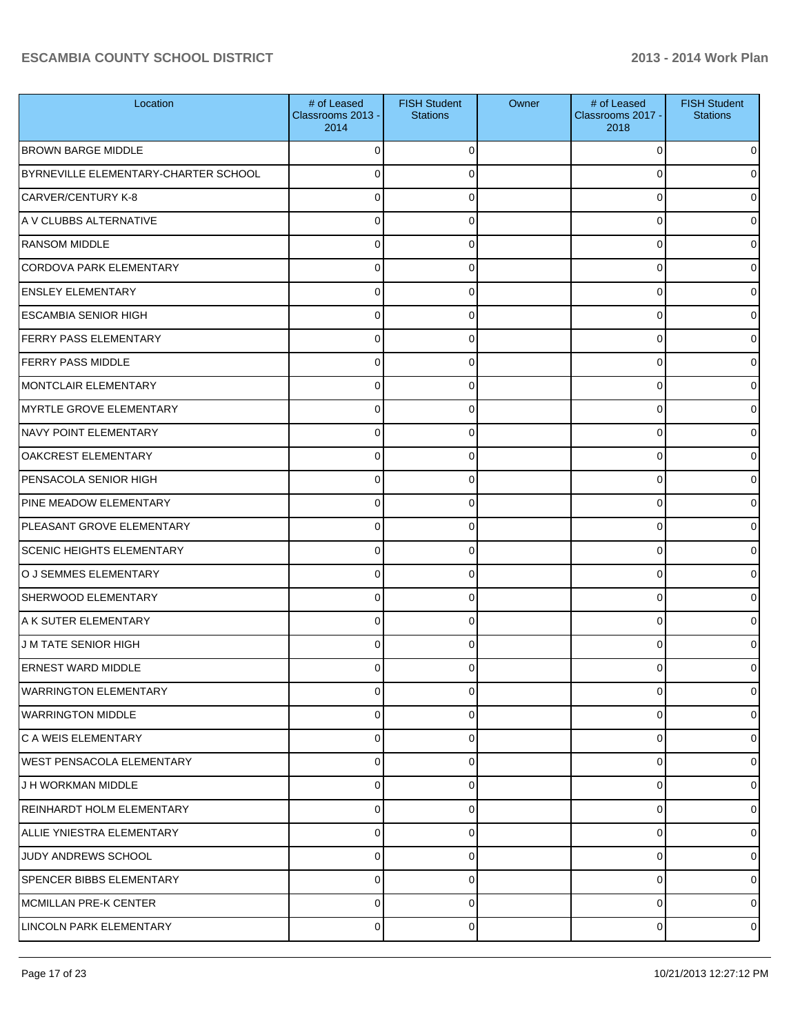| Location | # of Leased Classrooms 2013 - 2014 | FISH Student Stations | Owner | # of Leased Classrooms 2017 - 2018 | FISH Student Stations |
|---|---|---|---|---|---|
| BROWN BARGE MIDDLE | 0 | 0 | | 0 | 0 |
| BYRNEVILLE ELEMENTARY-CHARTER SCHOOL | 0 | 0 | | 0 | 0 |
| CARVER/CENTURY K-8 | 0 | 0 | | 0 | 0 |
| A V CLUBBS ALTERNATIVE | 0 | 0 | | 0 | 0 |
| RANSOM MIDDLE | 0 | 0 | | 0 | 0 |
| CORDOVA PARK ELEMENTARY | 0 | 0 | | 0 | 0 |
| ENSLEY ELEMENTARY | 0 | 0 | | 0 | 0 |
| ESCAMBIA SENIOR HIGH | 0 | 0 | | 0 | 0 |
| FERRY PASS ELEMENTARY | 0 | 0 | | 0 | 0 |
| FERRY PASS MIDDLE | 0 | 0 | | 0 | 0 |
| MONTCLAIR ELEMENTARY | 0 | 0 | | 0 | 0 |
| MYRTLE GROVE ELEMENTARY | 0 | 0 | | 0 | 0 |
| NAVY POINT ELEMENTARY | 0 | 0 | | 0 | 0 |
| OAKCREST ELEMENTARY | 0 | 0 | | 0 | 0 |
| PENSACOLA SENIOR HIGH | 0 | 0 | | 0 | 0 |
| PINE MEADOW ELEMENTARY | 0 | 0 | | 0 | 0 |
| PLEASANT GROVE ELEMENTARY | 0 | 0 | | 0 | 0 |
| SCENIC HEIGHTS ELEMENTARY | 0 | 0 | | 0 | 0 |
| O J SEMMES ELEMENTARY | 0 | 0 | | 0 | 0 |
| SHERWOOD ELEMENTARY | 0 | 0 | | 0 | 0 |
| A K SUTER ELEMENTARY | 0 | 0 | | 0 | 0 |
| J M TATE SENIOR HIGH | 0 | 0 | | 0 | 0 |
| ERNEST WARD MIDDLE | 0 | 0 | | 0 | 0 |
| WARRINGTON ELEMENTARY | 0 | 0 | | 0 | 0 |
| WARRINGTON MIDDLE | 0 | 0 | | 0 | 0 |
| C A WEIS ELEMENTARY | 0 | 0 | | 0 | 0 |
| WEST PENSACOLA ELEMENTARY | 0 | 0 | | 0 | 0 |
| J H WORKMAN MIDDLE | 0 | 0 | | 0 | 0 |
| REINHARDT HOLM ELEMENTARY | 0 | 0 | | 0 | 0 |
| ALLIE YNIESTRA ELEMENTARY | 0 | 0 | | 0 | 0 |
| JUDY ANDREWS SCHOOL | 0 | 0 | | 0 | 0 |
| SPENCER BIBBS ELEMENTARY | 0 | 0 | | 0 | 0 |
| MCMILLAN PRE-K CENTER | 0 | 0 | | 0 | 0 |
| LINCOLN PARK ELEMENTARY | 0 | 0 | | 0 | 0 |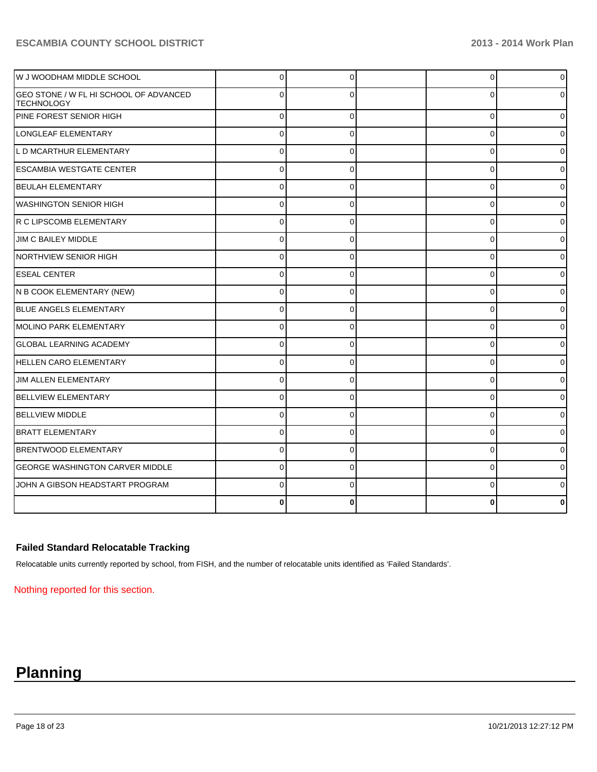| | | | | | |
|---|---|---|---|---|---|
| W J WOODHAM MIDDLE SCHOOL | 0 | 0 | | 0 | 0 |
| GEO STONE / W FL HI SCHOOL OF ADVANCED TECHNOLOGY | 0 | 0 | | 0 | 0 |
| PINE FOREST SENIOR HIGH | 0 | 0 | | 0 | 0 |
| LONGLEAF ELEMENTARY | 0 | 0 | | 0 | 0 |
| L D MCARTHUR ELEMENTARY | 0 | 0 | | 0 | 0 |
| ESCAMBIA WESTGATE CENTER | 0 | 0 | | 0 | 0 |
| BEULAH ELEMENTARY | 0 | 0 | | 0 | 0 |
| WASHINGTON SENIOR HIGH | 0 | 0 | | 0 | 0 |
| R C LIPSCOMB ELEMENTARY | 0 | 0 | | 0 | 0 |
| JIM C BAILEY MIDDLE | 0 | 0 | | 0 | 0 |
| NORTHVIEW SENIOR HIGH | 0 | 0 | | 0 | 0 |
| ESEAL CENTER | 0 | 0 | | 0 | 0 |
| N B COOK ELEMENTARY (NEW) | 0 | 0 | | 0 | 0 |
| BLUE ANGELS ELEMENTARY | 0 | 0 | | 0 | 0 |
| MOLINO PARK ELEMENTARY | 0 | 0 | | 0 | 0 |
| GLOBAL LEARNING ACADEMY | 0 | 0 | | 0 | 0 |
| HELLEN CARO ELEMENTARY | 0 | 0 | | 0 | 0 |
| JIM ALLEN ELEMENTARY | 0 | 0 | | 0 | 0 |
| BELLVIEW ELEMENTARY | 0 | 0 | | 0 | 0 |
| BELLVIEW MIDDLE | 0 | 0 | | 0 | 0 |
| BRATT ELEMENTARY | 0 | 0 | | 0 | 0 |
| BRENTWOOD ELEMENTARY | 0 | 0 | | 0 | 0 |
| GEORGE WASHINGTON CARVER MIDDLE | 0 | 0 | | 0 | 0 |
| JOHN A GIBSON HEADSTART PROGRAM | 0 | 0 | | 0 | 0 |
| | **0** | **0** | | **0** | **0** |

### Failed Standard Relocatable Tracking

Relocatable units currently reported by school, from FISH, and the number of relocatable units identified as 'Failed Standards'.

Nothing reported for this section.

# Planning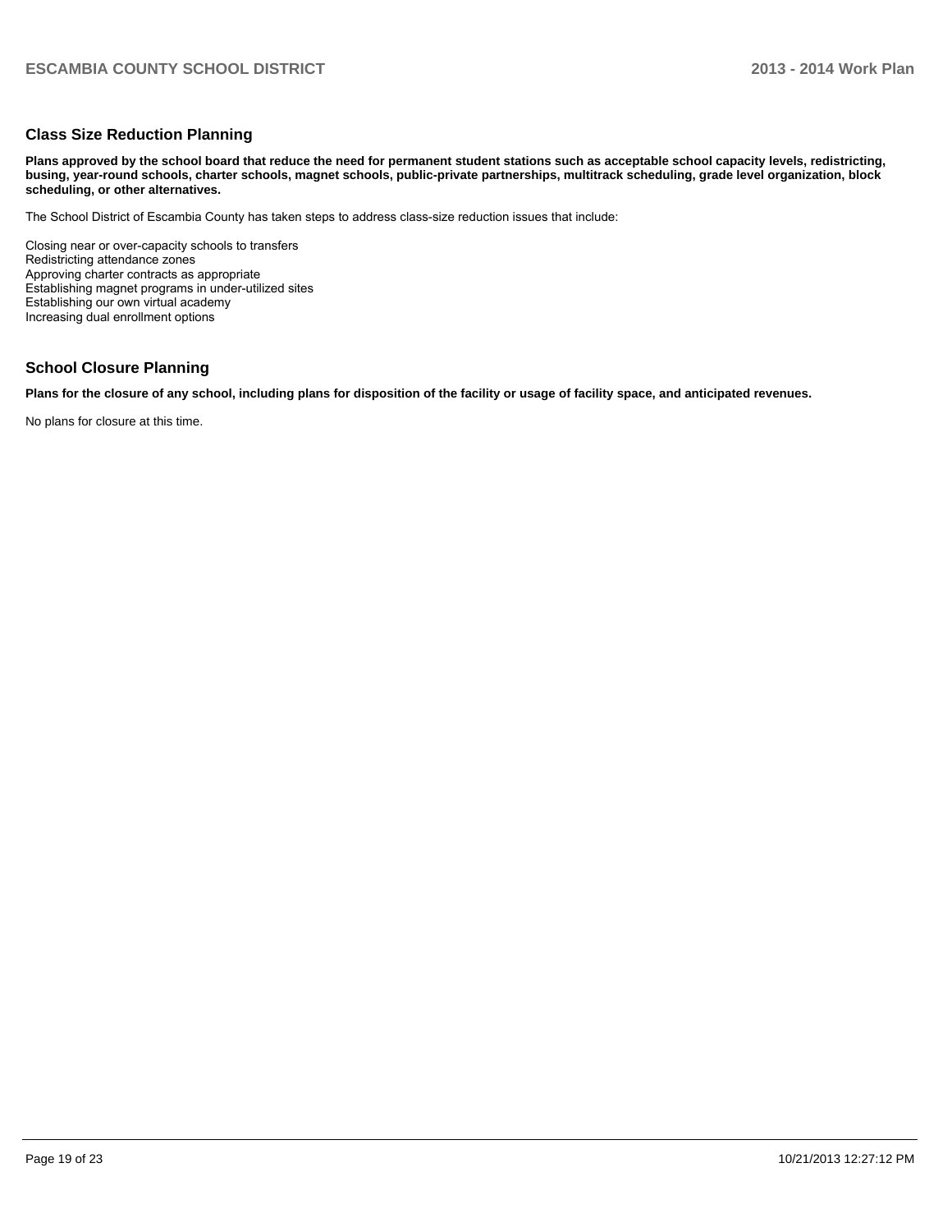## Class Size Reduction Planning

**Plans approved by the school board that reduce the need for permanent student stations such as acceptable school capacity levels, redistricting, busing, year-round schools, charter schools, magnet schools, public-private partnerships, multitrack scheduling, grade level organization, block scheduling, or other alternatives.**

The School District of Escambia County has taken steps to address class-size reduction issues that include:

Closing near or over-capacity schools to transfers
Redistricting attendance zones
Approving charter contracts as appropriate
Establishing magnet programs in under-utilized sites
Establishing our own virtual academy
Increasing dual enrollment options

## School Closure Planning

**Plans for the closure of any school, including plans for disposition of the facility or usage of facility space, and anticipated revenues.**

No plans for closure at this time.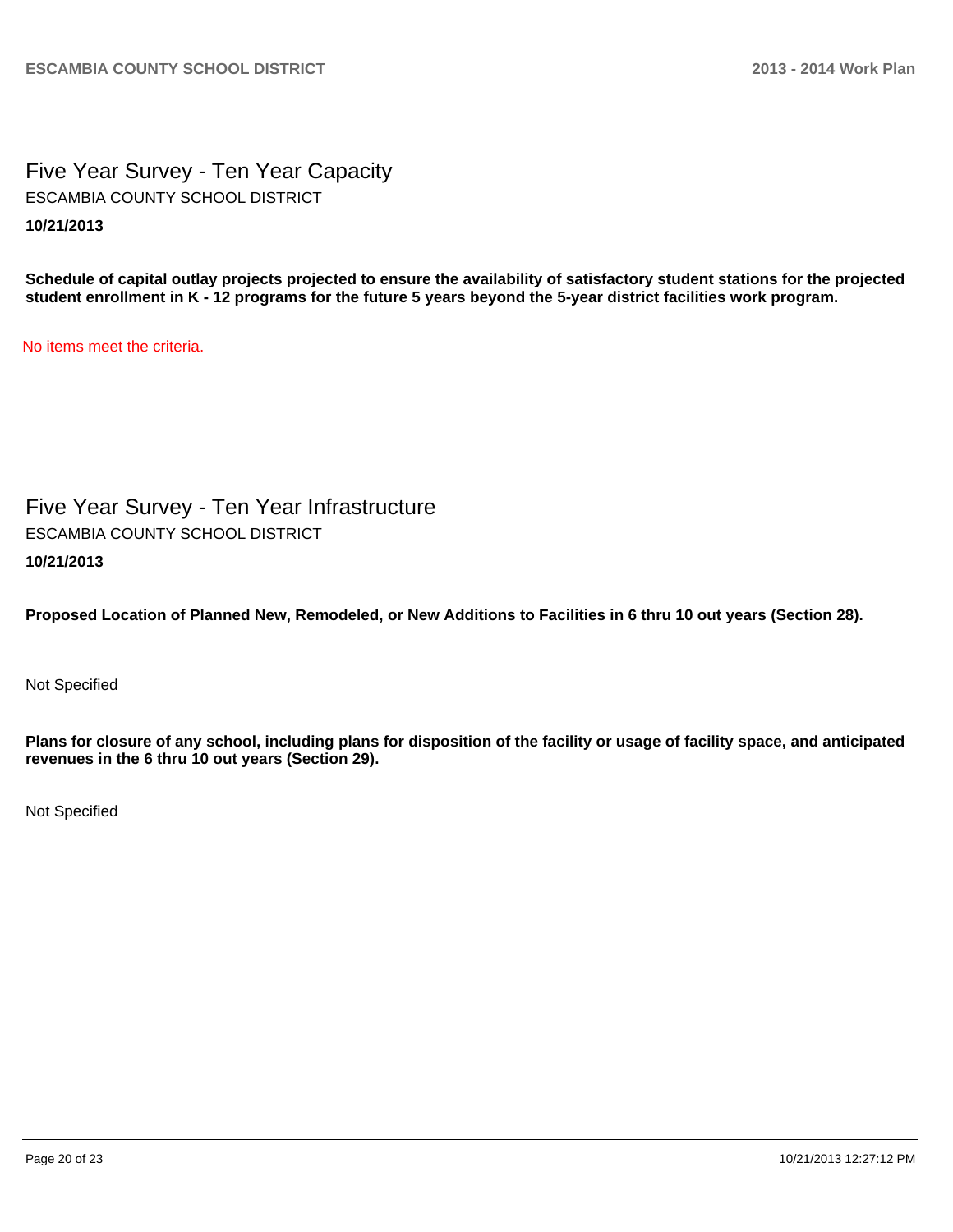## Five Year Survey - Ten Year Capacity

ESCAMBIA COUNTY SCHOOL DISTRICT

**10/21/2013**

**Schedule of capital outlay projects projected to ensure the availability of satisfactory student stations for the projected student enrollment in K - 12 programs for the future 5 years beyond the 5-year district facilities work program.**

No items meet the criteria.

## Five Year Survey - Ten Year Infrastructure

ESCAMBIA COUNTY SCHOOL DISTRICT

**10/21/2013**

**Proposed Location of Planned New, Remodeled, or New Additions to Facilities in 6 thru 10 out years (Section 28).**

Not Specified

**Plans for closure of any school, including plans for disposition of the facility or usage of facility space, and anticipated revenues in the 6 thru 10 out years (Section 29).**

Not Specified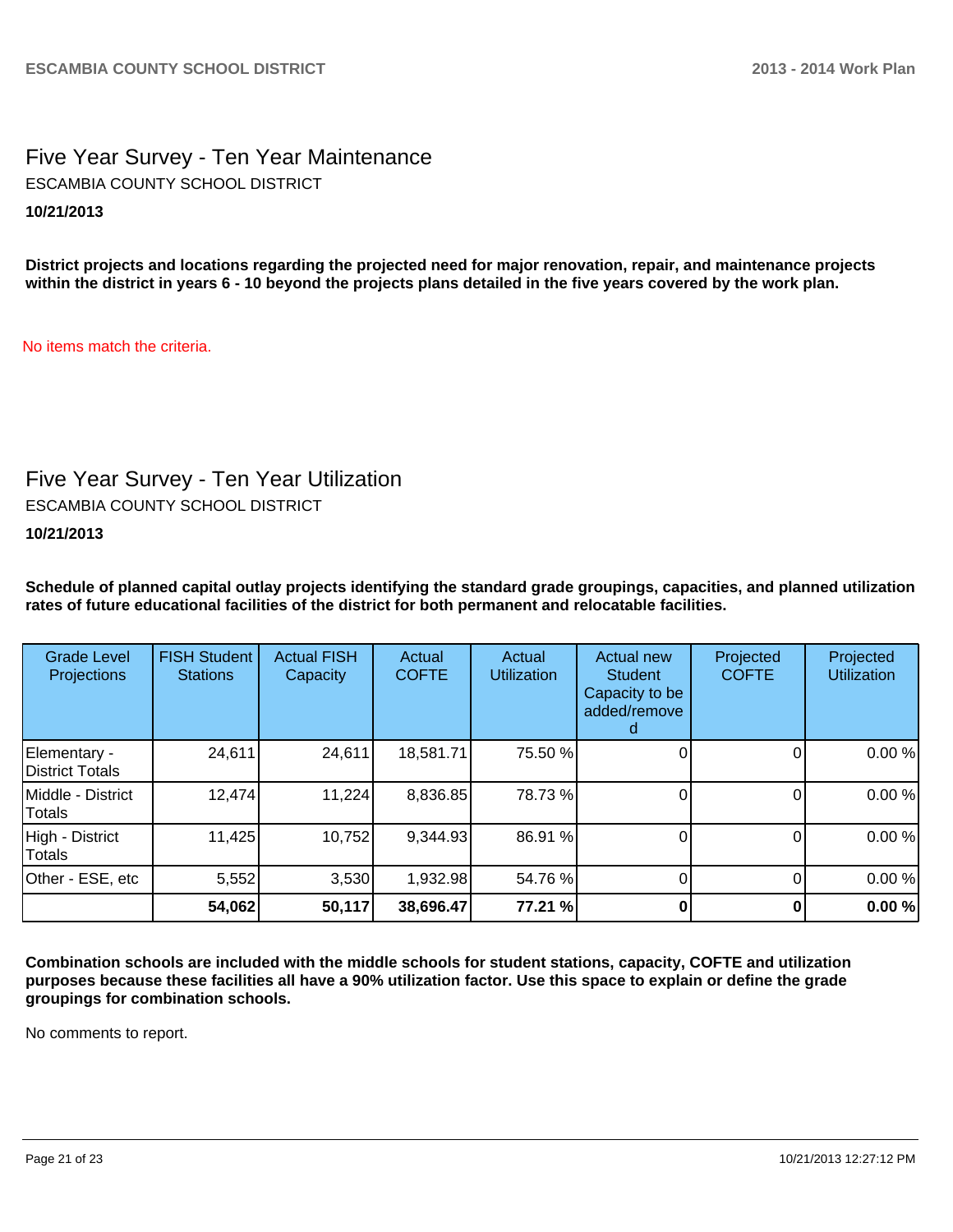# Five Year Survey - Ten Year Maintenance

ESCAMBIA COUNTY SCHOOL DISTRICT

**10/21/2013**

**District projects and locations regarding the projected need for major renovation, repair, and maintenance projects within the district in years 6 - 10 beyond the projects plans detailed in the five years covered by the work plan.**

No items match the criteria.

# Five Year Survey - Ten Year Utilization

ESCAMBIA COUNTY SCHOOL DISTRICT

**10/21/2013**

**Schedule of planned capital outlay projects identifying the standard grade groupings, capacities, and planned utilization rates of future educational facilities of the district for both permanent and relocatable facilities.**

| Grade Level Projections | FISH Student Stations | Actual FISH Capacity | Actual COFTE | Actual Utilization | Actual new Student Capacity to be added/removed | Projected COFTE | Projected Utilization |
|---|---|---|---|---|---|---|---|
| Elementary - District Totals | 24,611 | 24,611 | 18,581.71 | 75.50 % | 0 | 0 | 0.00 % |
| Middle - District Totals | 12,474 | 11,224 | 8,836.85 | 78.73 % | 0 | 0 | 0.00 % |
| High - District Totals | 11,425 | 10,752 | 9,344.93 | 86.91 % | 0 | 0 | 0.00 % |
| Other - ESE, etc | 5,552 | 3,530 | 1,932.98 | 54.76 % | 0 | 0 | 0.00 % |
| | **54,062** | **50,117** | **38,696.47** | **77.21 %** | **0** | **0** | **0.00 %** |

**Combination schools are included with the middle schools for student stations, capacity, COFTE and utilization purposes because these facilities all have a 90% utilization factor. Use this space to explain or define the grade groupings for combination schools.**

No comments to report.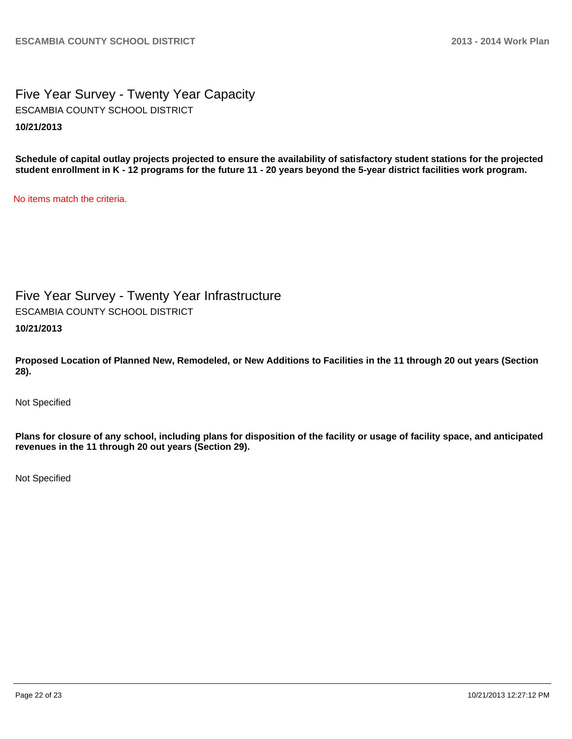## Five Year Survey - Twenty Year Capacity

ESCAMBIA COUNTY SCHOOL DISTRICT

**10/21/2013**

**Schedule of capital outlay projects projected to ensure the availability of satisfactory student stations for the projected student enrollment in K - 12 programs for the future 11 - 20 years beyond the 5-year district facilities work program.**

No items match the criteria.

## Five Year Survey - Twenty Year Infrastructure

ESCAMBIA COUNTY SCHOOL DISTRICT

**10/21/2013**

**Proposed Location of Planned New, Remodeled, or New Additions to Facilities in the 11 through 20 out years (Section 28).**

Not Specified

**Plans for closure of any school, including plans for disposition of the facility or usage of facility space, and anticipated revenues in the 11 through 20 out years (Section 29).**

Not Specified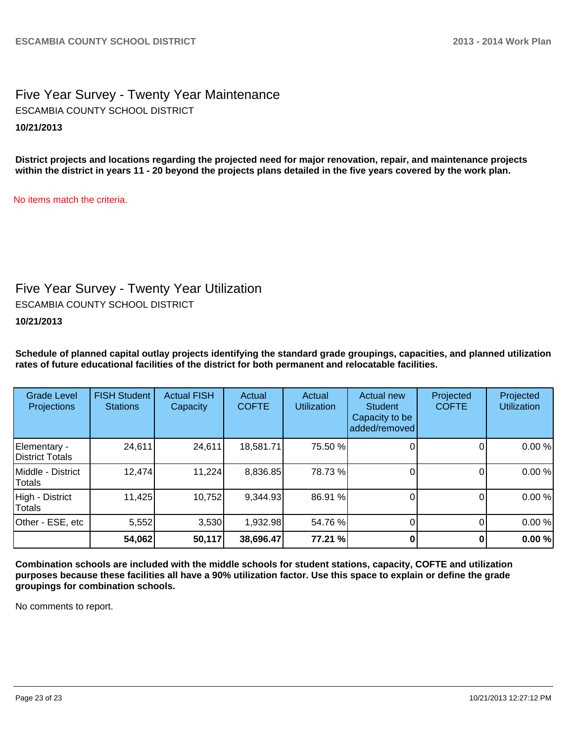# Five Year Survey - Twenty Year Maintenance

ESCAMBIA COUNTY SCHOOL DISTRICT

**10/21/2013**

**District projects and locations regarding the projected need for major renovation, repair, and maintenance projects within the district in years 11 - 20 beyond the projects plans detailed in the five years covered by the work plan.**

No items match the criteria.

# Five Year Survey - Twenty Year Utilization

ESCAMBIA COUNTY SCHOOL DISTRICT

**10/21/2013**

**Schedule of planned capital outlay projects identifying the standard grade groupings, capacities, and planned utilization rates of future educational facilities of the district for both permanent and relocatable facilities.**

| Grade Level Projections | FISH Student Stations | Actual FISH Capacity | Actual COFTE | Actual Utilization | Actual new Student Capacity to be added/removed | Projected COFTE | Projected Utilization |
|---|---|---|---|---|---|---|---|
| Elementary - District Totals | 24,611 | 24,611 | 18,581.71 | 75.50 % | 0 | 0 | 0.00 % |
| Middle - District Totals | 12,474 | 11,224 | 8,836.85 | 78.73 % | 0 | 0 | 0.00 % |
| High - District Totals | 11,425 | 10,752 | 9,344.93 | 86.91 % | 0 | 0 | 0.00 % |
| Other - ESE, etc | 5,552 | 3,530 | 1,932.98 | 54.76 % | 0 | 0 | 0.00 % |
| | **54,062** | **50,117** | **38,696.47** | **77.21 %** | **0** | **0** | **0.00 %** |

**Combination schools are included with the middle schools for student stations, capacity, COFTE and utilization purposes because these facilities all have a 90% utilization factor. Use this space to explain or define the grade groupings for combination schools.**

No comments to report.